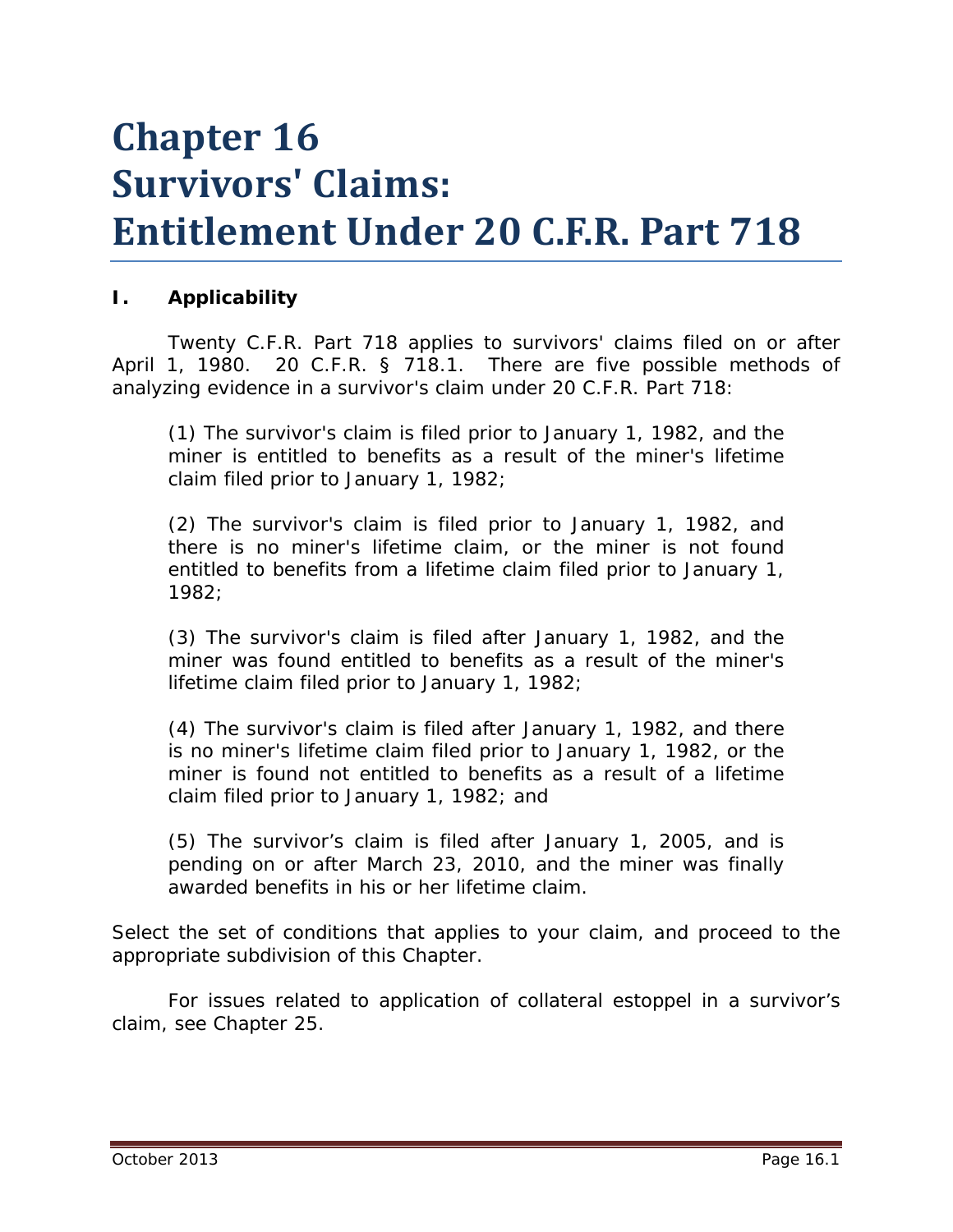# Chapter 16
# Survivors' Claims: Entitlement Under 20 C.F.R. Part 718

## I. Applicability

Twenty C.F.R. Part 718 applies to survivors' claims filed on or after April 1, 1980. 20 C.F.R. § 718.1. There are five possible methods of analyzing evidence in a survivor's claim under 20 C.F.R. Part 718:

> (1) The survivor's claim is filed prior to January 1, 1982, and the miner is entitled to benefits as a result of the miner's lifetime claim filed prior to January 1, 1982;
>
> (2) The survivor's claim is filed prior to January 1, 1982, and there is no miner's lifetime claim, or the miner is not found entitled to benefits from a lifetime claim filed prior to January 1, 1982;
>
> (3) The survivor's claim is filed after January 1, 1982, and the miner was found entitled to benefits as a result of the miner's lifetime claim filed prior to January 1, 1982;
>
> (4) The survivor's claim is filed after January 1, 1982, and there is no miner's lifetime claim filed prior to January 1, 1982, or the miner is found not entitled to benefits as a result of a lifetime claim filed prior to January 1, 1982; and
>
> (5) The survivor's claim is filed after January 1, 2005, and is pending on or after March 23, 2010, and the miner was finally awarded benefits in his or her lifetime claim.

Select the set of conditions that applies to your claim, and proceed to the appropriate subdivision of this Chapter.

For issues related to application of collateral estoppel in a survivor's claim, see Chapter 25.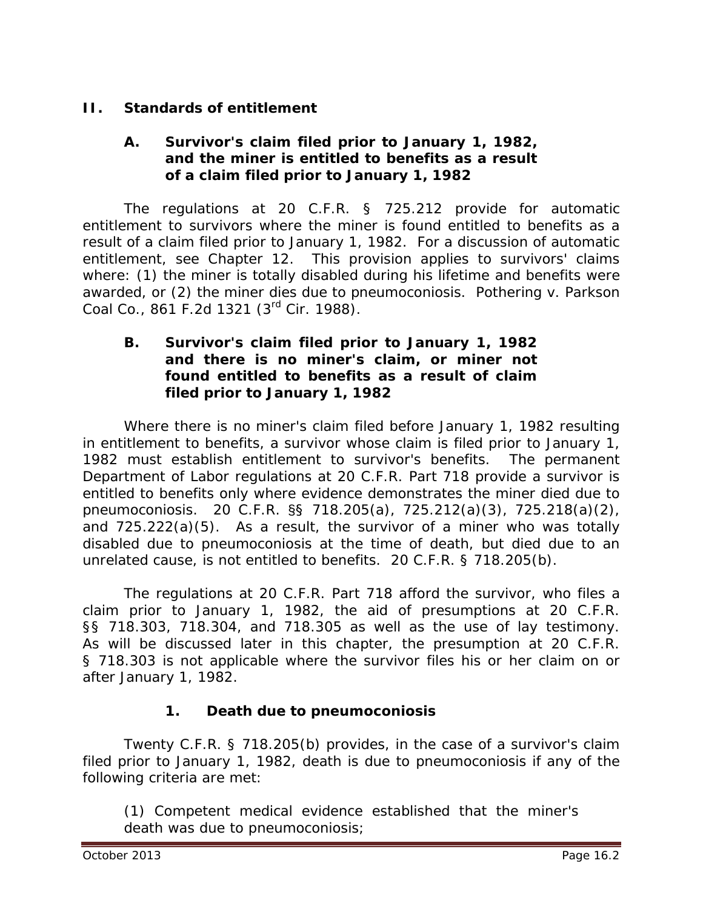## II. Standards of entitlement

### A. Survivor's claim filed prior to January 1, 1982, and the miner is entitled to benefits as a result of a claim filed prior to January 1, 1982

The regulations at 20 C.F.R. § 725.212 provide for automatic entitlement to survivors where the miner is found entitled to benefits as a result of a claim filed prior to January 1, 1982. For a discussion of automatic entitlement, see Chapter 12. This provision applies to survivors' claims where: (1) the miner is totally disabled during his lifetime and benefits were awarded, or (2) the miner dies due to pneumoconiosis. *Pothering v. Parkson Coal Co.*, 861 F.2d 1321 (3rd Cir. 1988).

### B. Survivor's claim filed prior to January 1, 1982 and there is no miner's claim, or miner not found entitled to benefits as a result of claim filed prior to January 1, 1982

Where there is no miner's claim filed before January 1, 1982 resulting in entitlement to benefits, a survivor whose claim is filed prior to January 1, 1982 must establish entitlement to survivor's benefits. The permanent Department of Labor regulations at 20 C.F.R. Part 718 provide a survivor is entitled to benefits only where evidence demonstrates the miner died due to pneumoconiosis. 20 C.F.R. §§ 718.205(a), 725.212(a)(3), 725.218(a)(2), and 725.222(a)(5). As a result, the survivor of a miner who was totally disabled due to pneumoconiosis at the time of death, but died due to an unrelated cause, is not entitled to benefits. 20 C.F.R. § 718.205(b).

The regulations at 20 C.F.R. Part 718 afford the survivor, who files a claim prior to January 1, 1982, the aid of presumptions at 20 C.F.R. §§ 718.303, 718.304, and 718.305 as well as the use of lay testimony. As will be discussed later in this chapter, the presumption at 20 C.F.R. § 718.303 is not applicable where the survivor files his or her claim on or after January 1, 1982.

#### 1. Death due to pneumoconiosis

Twenty C.F.R. § 718.205(b) provides, in the case of a survivor's claim filed prior to January 1, 1982, death is due to pneumoconiosis if any of the following criteria are met:

(1) Competent medical evidence established that the miner's death was due to pneumoconiosis;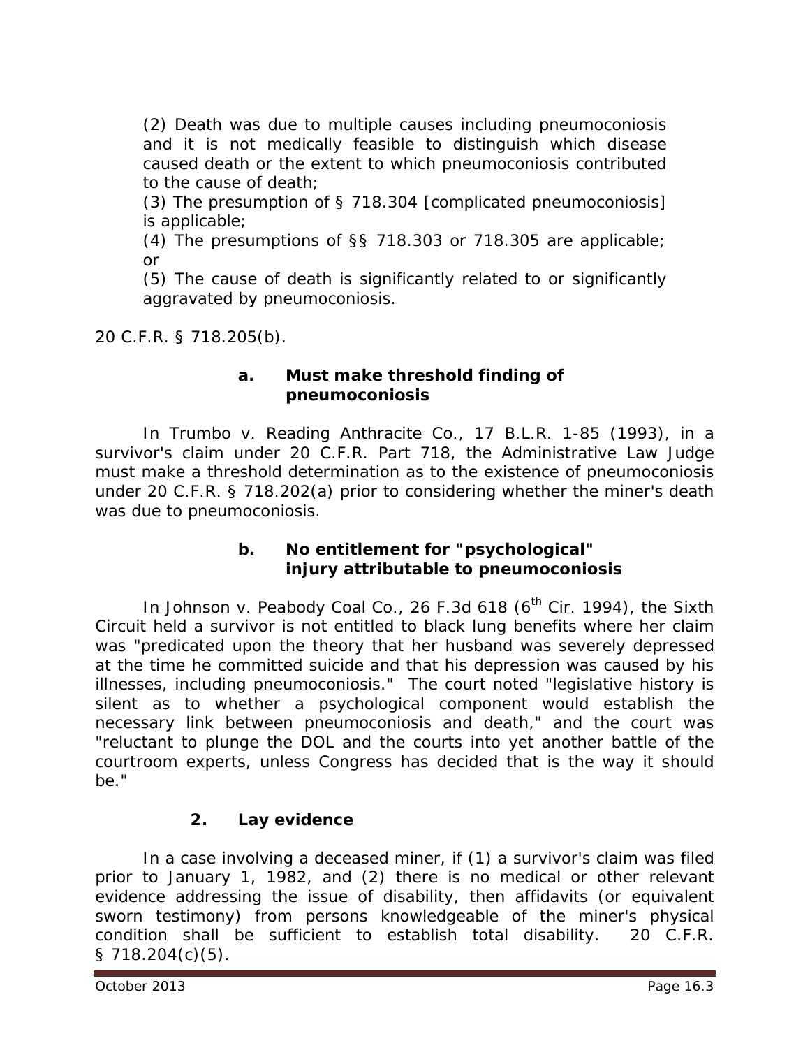(2) Death was due to multiple causes including pneumoconiosis and it is not medically feasible to distinguish which disease caused death or the extent to which pneumoconiosis contributed to the cause of death;

(3) The presumption of § 718.304 [complicated pneumoconiosis] is applicable;

(4) The presumptions of §§ 718.303 or 718.305 are applicable; or

(5) The cause of death is significantly related to or significantly aggravated by pneumoconiosis.

20 C.F.R. § 718.205(b).

#### a. Must make threshold finding of pneumoconiosis

In *Trumbo v. Reading Anthracite Co.*, 17 B.L.R. 1-85 (1993), in a survivor's claim under 20 C.F.R. Part 718, the Administrative Law Judge must make a threshold determination as to the existence of pneumoconiosis under 20 C.F.R. § 718.202(a) prior to considering whether the miner's death was due to pneumoconiosis.

#### b. No entitlement for "psychological" injury attributable to pneumoconiosis

In *Johnson v. Peabody Coal Co.*, 26 F.3d 618 (6th Cir. 1994), the Sixth Circuit held a survivor is not entitled to black lung benefits where her claim was "predicated upon the theory that her husband was severely depressed at the time he committed suicide and that his depression was caused by his illnesses, including pneumoconiosis." The court noted "legislative history is silent as to whether a psychological component would establish the necessary link between pneumoconiosis and death," and the court was "reluctant to plunge the DOL and the courts into yet another battle of the courtroom experts, unless Congress has decided that is the way it should be."

### 2. Lay evidence

In a case involving a deceased miner, if (1) a survivor's claim was filed prior to January 1, 1982, and (2) there is no medical or other relevant evidence addressing the issue of disability, then affidavits (or equivalent sworn testimony) from persons knowledgeable of the miner's physical condition shall be sufficient to establish total disability. 20 C.F.R. § 718.204(c)(5).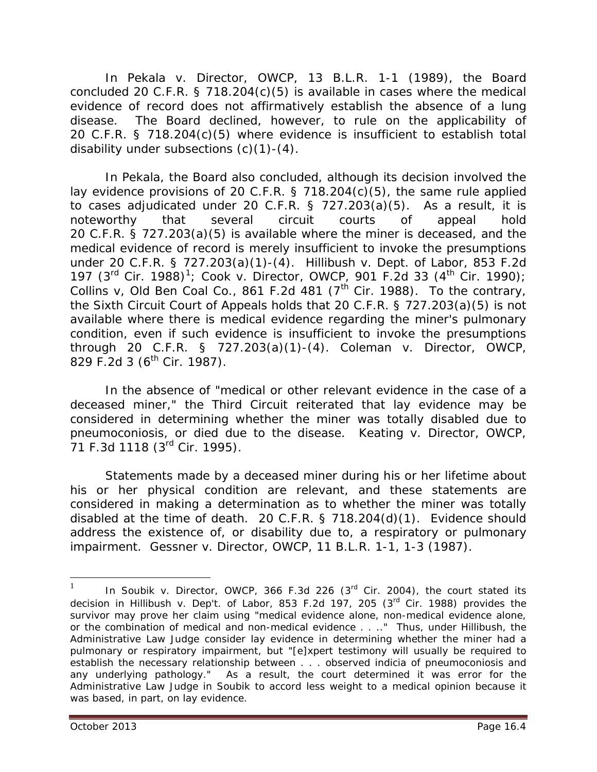In *Pekala v. Director, OWCP*, 13 B.L.R. 1-1 (1989), the Board concluded 20 C.F.R. § 718.204(c)(5) is available in cases where the medical evidence of record does not affirmatively establish the absence of a lung disease. The Board declined, however, to rule on the applicability of 20 C.F.R. § 718.204(c)(5) where evidence is insufficient to establish total disability under subsections (c)(1)-(4).

In *Pekala*, the Board also concluded, although its decision involved the lay evidence provisions of 20 C.F.R. § 718.204(c)(5), the same rule applied to cases adjudicated under 20 C.F.R. § 727.203(a)(5). As a result, it is noteworthy that several circuit courts of appeal hold 20 C.F.R. § 727.203(a)(5) is available where the miner is deceased, and the medical evidence of record is merely insufficient to invoke the presumptions under 20 C.F.R. § 727.203(a)(1)-(4). *Hillibush v. Dept. of Labor*, 853 F.2d 197 (3rd Cir. 1988)[1]; *Cook v. Director, OWCP*, 901 F.2d 33 (4th Cir. 1990); *Collins v, Old Ben Coal Co.*, 861 F.2d 481 (7th Cir. 1988). To the contrary, the Sixth Circuit Court of Appeals holds that 20 C.F.R. § 727.203(a)(5) is not available where there is medical evidence regarding the miner's pulmonary condition, even if such evidence is insufficient to invoke the presumptions through 20 C.F.R. § 727.203(a)(1)-(4). *Coleman v. Director, OWCP*, 829 F.2d 3 (6th Cir. 1987).

In the absence of "medical or other relevant evidence in the case of a deceased miner," the Third Circuit reiterated that lay evidence may be considered in determining whether the miner was totally disabled due to pneumoconiosis, or died due to the disease. *Keating v. Director, OWCP*, 71 F.3d 1118 (3rd Cir. 1995).

Statements made by a deceased miner during his or her lifetime about his or her physical condition are relevant, and these statements are considered in making a determination as to whether the miner was totally disabled at the time of death. 20 C.F.R. § 718.204(d)(1). Evidence should address the existence of, or disability due to, a respiratory or pulmonary impairment. *Gessner v. Director, OWCP*, 11 B.L.R. 1-1, 1-3 (1987).

---

[1] In *Soubik v. Director, OWCP*, 366 F.3d 226 (3rd Cir. 2004), the court stated its decision in *Hillibush v. Dep't. of Labor*, 853 F.2d 197, 205 (3rd Cir. 1988) provides the survivor may prove her claim using "medical evidence alone, non-medical evidence alone, or the combination of medical and non-medical evidence . . .." Thus, under *Hillibush*, the Administrative Law Judge consider lay evidence in determining whether the miner had a pulmonary or respiratory impairment, but "[e]xpert testimony will usually be required to establish the necessary relationship between . . . observed indicia of pneumoconiosis and any underlying pathology." As a result, the court determined it was error for the Administrative Law Judge in *Soubik* to accord less weight to a medical opinion because it was based, in part, on lay evidence.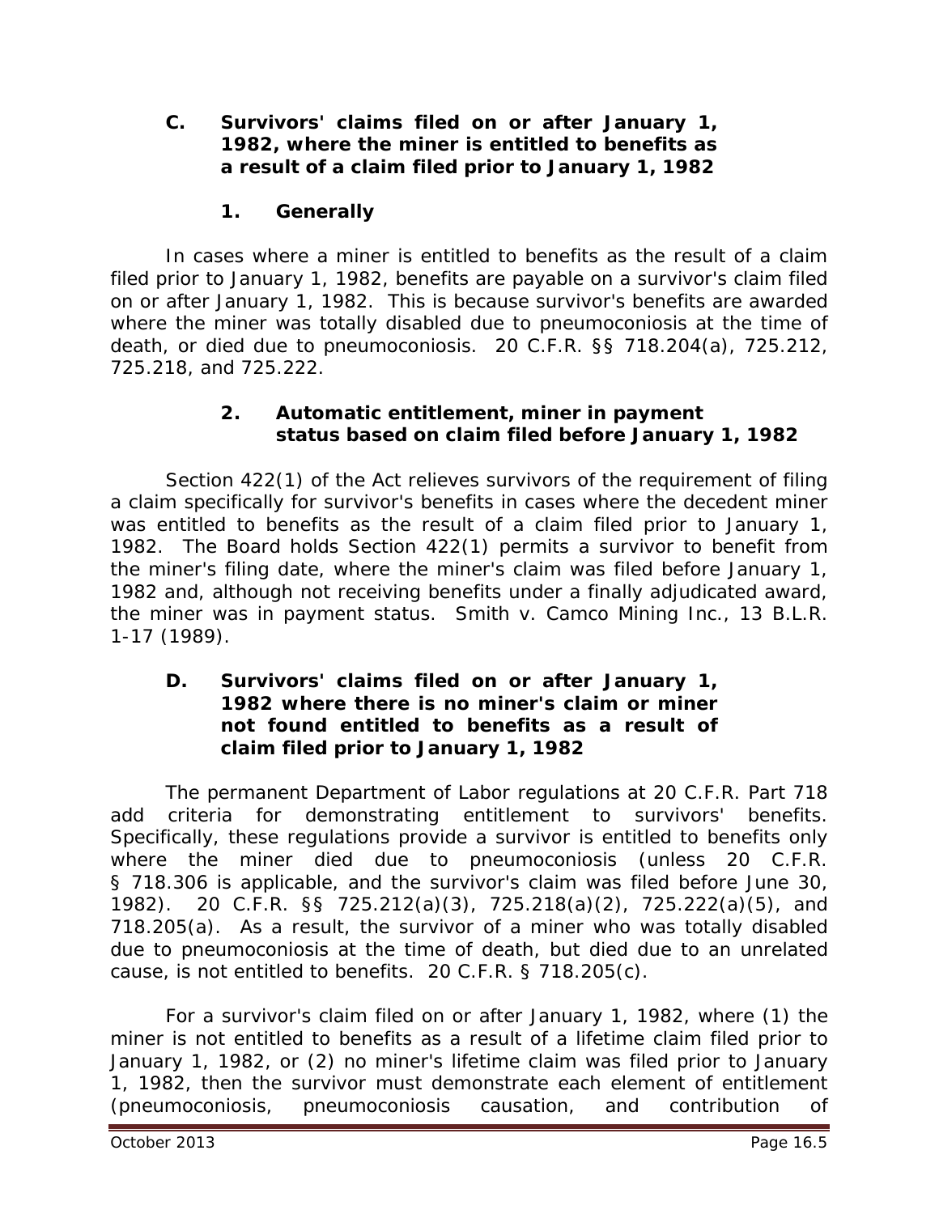### C. Survivors' claims filed on or after January 1, 1982, where the miner is entitled to benefits as a result of a claim filed prior to January 1, 1982

#### 1. Generally

In cases where a miner is entitled to benefits as the result of a claim filed prior to January 1, 1982, benefits are payable on a survivor's claim filed on or after January 1, 1982. This is because survivor's benefits are awarded where the miner was totally disabled due to pneumoconiosis at the time of death, or died due to pneumoconiosis. 20 C.F.R. §§ 718.204(a), 725.212, 725.218, and 725.222.

#### 2. Automatic entitlement, miner in payment status based on claim filed before January 1, 1982

Section 422(1) of the Act relieves survivors of the requirement of filing a claim specifically for survivor's benefits in cases where the decedent miner was entitled to benefits as the result of a claim filed prior to January 1, 1982. The Board holds Section 422(1) permits a survivor to benefit from the miner's filing date, where the miner's claim was filed before January 1, 1982 and, although not receiving benefits under a finally adjudicated award, the miner was in payment status. *Smith v. Camco Mining Inc.*, 13 B.L.R. 1-17 (1989).

### D. Survivors' claims filed on or after January 1, 1982 where there is no miner's claim or miner not found entitled to benefits as a result of claim filed prior to January 1, 1982

The permanent Department of Labor regulations at 20 C.F.R. Part 718 add criteria for demonstrating entitlement to survivors' benefits. Specifically, these regulations provide a survivor is entitled to benefits only where the miner died due to pneumoconiosis (unless 20 C.F.R. § 718.306 is applicable, and the survivor's claim was filed before June 30, 1982). 20 C.F.R. §§ 725.212(a)(3), 725.218(a)(2), 725.222(a)(5), and 718.205(a). As a result, the survivor of a miner who was totally disabled due to pneumoconiosis at the time of death, but died due to an unrelated cause, is not entitled to benefits. 20 C.F.R. § 718.205(c).

For a survivor's claim filed on or after January 1, 1982, where (1) the miner is not entitled to benefits as a result of a lifetime claim filed prior to January 1, 1982, or (2) no miner's lifetime claim was filed prior to January 1, 1982, then the survivor must demonstrate each element of entitlement (pneumoconiosis, pneumoconiosis causation, and contribution of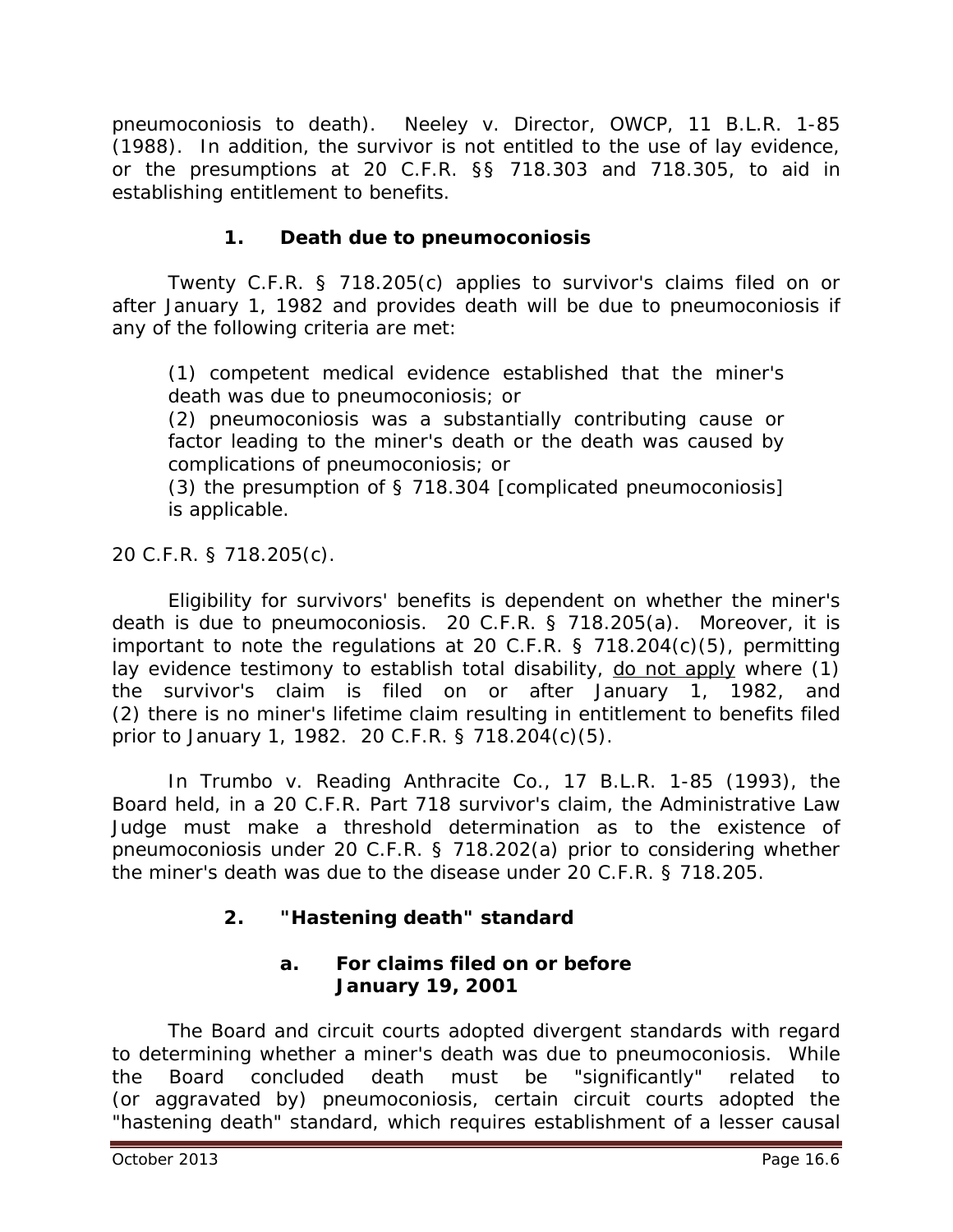pneumoconiosis to death). *Neeley v. Director, OWCP*, 11 B.L.R. 1-85 (1988). In addition, the survivor is not entitled to the use of lay evidence, or the presumptions at 20 C.F.R. §§ 718.303 and 718.305, to aid in establishing entitlement to benefits.

### 1. Death due to pneumoconiosis

Twenty C.F.R. § 718.205(c) applies to survivor's claims filed on or after January 1, 1982 and provides death will be due to pneumoconiosis if any of the following criteria are met:

> (1) competent medical evidence established that the miner's death was due to pneumoconiosis; or
> (2) pneumoconiosis was a substantially contributing cause or factor leading to the miner's death or the death was caused by complications of pneumoconiosis; or
> (3) the presumption of § 718.304 [complicated pneumoconiosis] is applicable.

20 C.F.R. § 718.205(c).

Eligibility for survivors' benefits is dependent on whether the miner's death is due to pneumoconiosis. 20 C.F.R. § 718.205(a). Moreover, it is important to note the regulations at 20 C.F.R. § 718.204(c)(5), permitting lay evidence testimony to establish total disability, <u>do not apply</u> where (1) the survivor's claim is filed on or after January 1, 1982, and (2) there is no miner's lifetime claim resulting in entitlement to benefits filed prior to January 1, 1982. 20 C.F.R. § 718.204(c)(5).

In *Trumbo v. Reading Anthracite Co.*, 17 B.L.R. 1-85 (1993), the Board held, in a 20 C.F.R. Part 718 survivor's claim, the Administrative Law Judge must make a threshold determination as to the existence of pneumoconiosis under 20 C.F.R. § 718.202(a) prior to considering whether the miner's death was due to the disease under 20 C.F.R. § 718.205.

### 2. "Hastening death" standard

#### a. For claims filed on or before January 19, 2001

The Board and circuit courts adopted divergent standards with regard to determining whether a miner's death was due to pneumoconiosis. While the Board concluded death must be "significantly" related to (or aggravated by) pneumoconiosis, certain circuit courts adopted the "hastening death" standard, which requires establishment of a lesser causal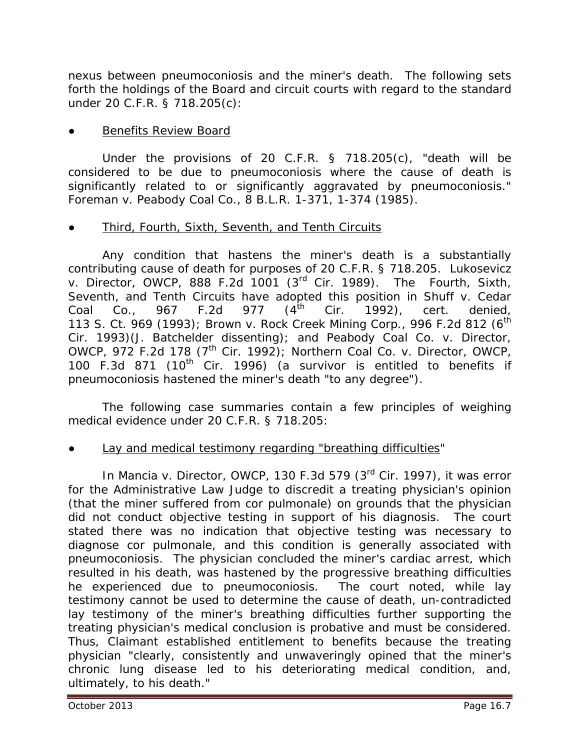nexus between pneumoconiosis and the miner's death. The following sets forth the holdings of the Board and circuit courts with regard to the standard under 20 C.F.R. § 718.205(c):

- <u>Benefits Review Board</u>

Under the provisions of 20 C.F.R. § 718.205(c), "death will be considered to be due to pneumoconiosis where the cause of death is significantly related to or significantly aggravated by pneumoconiosis." *Foreman v. Peabody Coal Co.*, 8 B.L.R. 1-371, 1-374 (1985).

- <u>Third, Fourth, Sixth, Seventh, and Tenth Circuits</u>

Any condition that hastens the miner's death is a substantially contributing cause of death for purposes of 20 C.F.R. § 718.205. *Lukosevicz v. Director, OWCP*, 888 F.2d 1001 (3rd Cir. 1989). The Fourth, Sixth, Seventh, and Tenth Circuits have adopted this position in *Shuff v. Cedar Coal Co.*, 967 F.2d 977 (4th Cir. 1992), *cert. denied*, 113 S. Ct. 969 (1993); *Brown v. Rock Creek Mining Corp.*, 996 F.2d 812 (6th Cir. 1993)(J. Batchelder dissenting); and *Peabody Coal Co. v. Director, OWCP*, 972 F.2d 178 (7th Cir. 1992); *Northern Coal Co. v. Director, OWCP*, 100 F.3d 871 (10th Cir. 1996) (a survivor is entitled to benefits if pneumoconiosis hastened the miner's death "to any degree").

The following case summaries contain a few principles of weighing medical evidence under 20 C.F.R. § 718.205:

- <u>Lay and medical testimony regarding "breathing difficulties</u>"

In *Mancia v. Director, OWCP*, 130 F.3d 579 (3rd Cir. 1997), it was error for the Administrative Law Judge to discredit a treating physician's opinion (that the miner suffered from cor pulmonale) on grounds that the physician did not conduct objective testing in support of his diagnosis. The court stated there was no indication that objective testing was necessary to diagnose cor pulmonale, and this condition is generally associated with pneumoconiosis. The physician concluded the miner's cardiac arrest, which resulted in his death, was hastened by the progressive breathing difficulties he experienced due to pneumoconiosis. The court noted, while lay testimony cannot be used to determine the cause of death, un-contradicted lay testimony of the miner's breathing difficulties further supporting the treating physician's medical conclusion is probative and must be considered. Thus, Claimant established entitlement to benefits because the treating physician "clearly, consistently and unwaveringly opined that the miner's chronic lung disease led to his deteriorating medical condition, and, ultimately, to his death."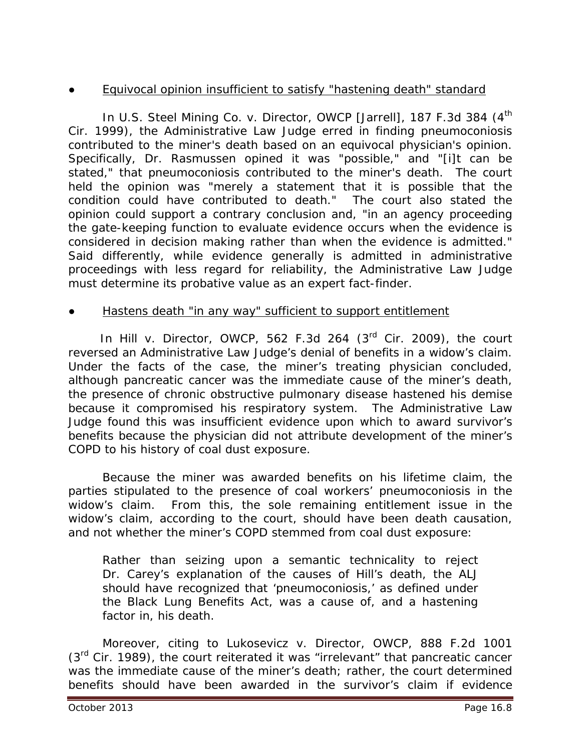- <u>Equivocal opinion insufficient to satisfy "hastening death" standard</u>

In *U.S. Steel Mining Co. v. Director, OWCP [Jarrell]*, 187 F.3d 384 (4th Cir. 1999), the Administrative Law Judge erred in finding pneumoconiosis contributed to the miner's death based on an equivocal physician's opinion. Specifically, Dr. Rasmussen opined it was "possible," and "[i]t can be stated," that pneumoconiosis contributed to the miner's death. The court held the opinion was "merely a statement that it is possible that the condition could have contributed to death." The court also stated the opinion could support a contrary conclusion and, "in an agency proceeding the gate-keeping function to evaluate evidence occurs when the evidence is considered in decision making rather than when the evidence is admitted." Said differently, while evidence generally is admitted in administrative proceedings with less regard for reliability, the Administrative Law Judge must determine its probative value as an expert fact-finder.

- <u>Hastens death "in any way" sufficient to support entitlement</u>

In *Hill v. Director, OWCP*, 562 F.3d 264 (3rd Cir. 2009), the court reversed an Administrative Law Judge's denial of benefits in a widow's claim. Under the facts of the case, the miner's treating physician concluded, although pancreatic cancer was the immediate cause of the miner's death, the presence of chronic obstructive pulmonary disease hastened his demise because it compromised his respiratory system. The Administrative Law Judge found this was insufficient evidence upon which to award survivor's benefits because the physician did not attribute development of the miner's COPD to his history of coal dust exposure.

Because the miner was awarded benefits on his lifetime claim, the parties stipulated to the presence of coal workers' pneumoconiosis in the widow's claim. From this, the sole remaining entitlement issue in the widow's claim, according to the court, should have been death causation, and not whether the miner's COPD stemmed from coal dust exposure:

> Rather than seizing upon a semantic technicality to reject Dr. Carey's explanation of the causes of Hill's death, the ALJ should have recognized that 'pneumoconiosis,' as defined under the Black Lung Benefits Act, was a cause of, and a hastening factor in, his death.

Moreover, citing to *Lukosevicz v. Director, OWCP*, 888 F.2d 1001 (3rd Cir. 1989), the court reiterated it was "irrelevant" that pancreatic cancer was the immediate cause of the miner's death; rather, the court determined benefits should have been awarded in the survivor's claim if evidence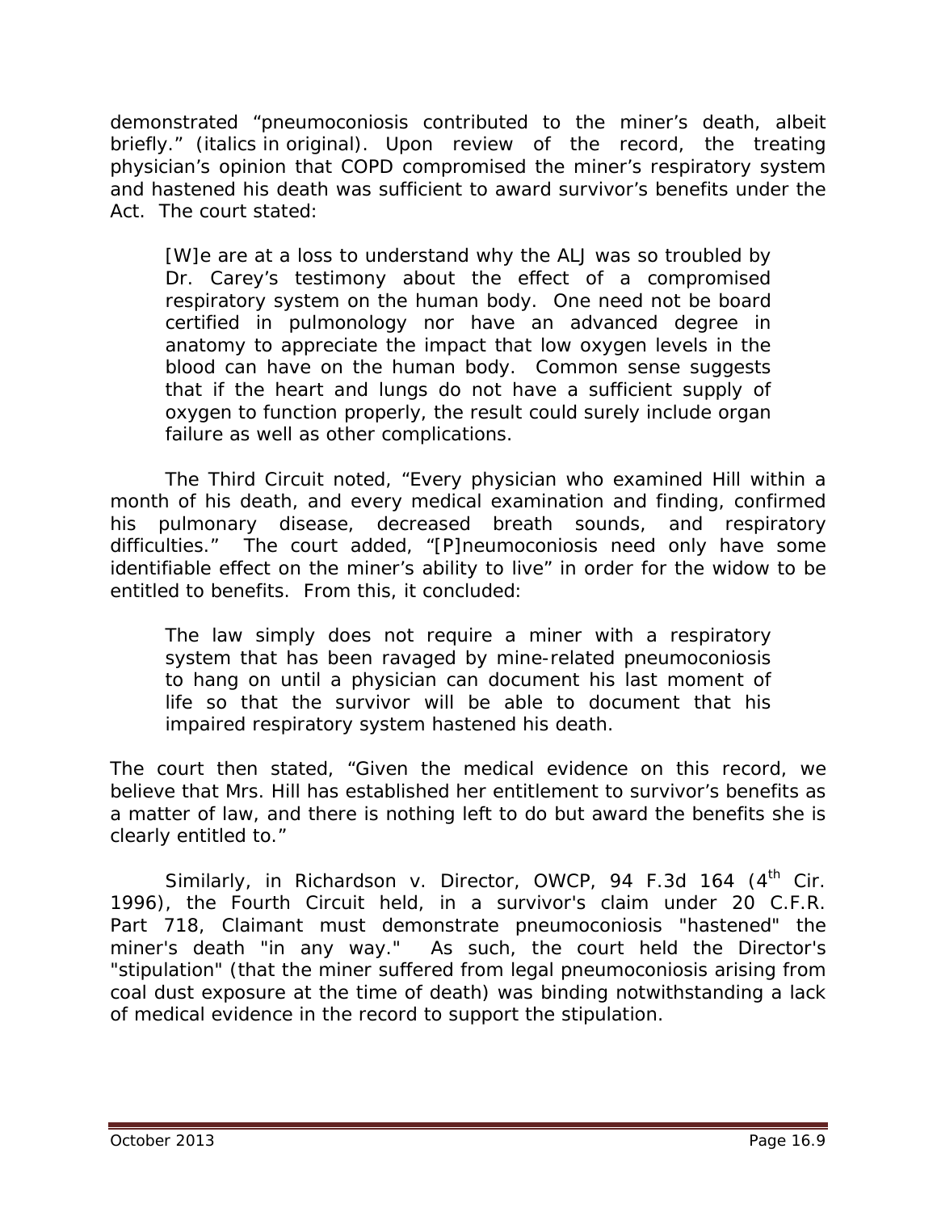demonstrated "pneumoconiosis contributed to the miner's death, albeit briefly." (italics in original). Upon review of the record, the treating physician's opinion that COPD compromised the miner's respiratory system and hastened his death was sufficient to award survivor's benefits under the Act. The court stated:

> [W]e are at a loss to understand why the ALJ was so troubled by Dr. Carey's testimony about the effect of a compromised respiratory system on the human body. One need not be board certified in pulmonology nor have an advanced degree in anatomy to appreciate the impact that low oxygen levels in the blood can have on the human body. Common sense suggests that if the heart and lungs do not have a sufficient supply of oxygen to function properly, the result could surely include organ failure as well as other complications.

The Third Circuit noted, "Every physician who examined Hill within a month of his death, and every medical examination and finding, confirmed his pulmonary disease, decreased breath sounds, and respiratory difficulties." The court added, "[P]neumoconiosis need only have some identifiable effect on the miner's ability to live" in order for the widow to be entitled to benefits. From this, it concluded:

> The law simply does not require a miner with a respiratory system that has been ravaged by mine-related pneumoconiosis to hang on until a physician can document his last moment of life so that the survivor will be able to document that his impaired respiratory system hastened his death.

The court then stated, "Given the medical evidence on this record, we believe that Mrs. Hill has established her entitlement to survivor's benefits as a matter of law, and there is nothing left to do but award the benefits she is clearly entitled to."

Similarly, in *Richardson v. Director, OWCP*, 94 F.3d 164 (4th Cir. 1996), the Fourth Circuit held, in a survivor's claim under 20 C.F.R. Part 718, Claimant must demonstrate pneumoconiosis "hastened" the miner's death "in any way." As such, the court held the Director's "stipulation" (that the miner suffered from legal pneumoconiosis arising from coal dust exposure at the time of death) was binding notwithstanding a lack of medical evidence in the record to support the stipulation.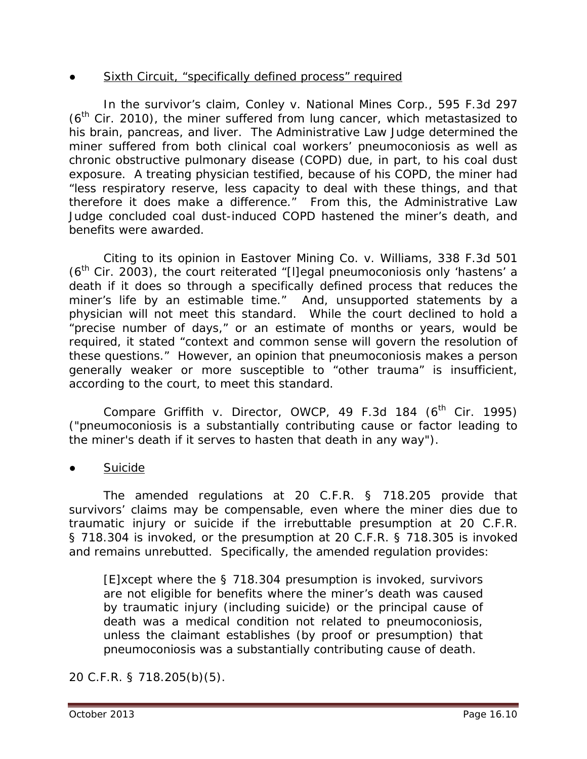- <u>Sixth Circuit, "specifically defined process" required</u>

In the survivor's claim, *Conley v. National Mines Corp.*, 595 F.3d 297 (6th Cir. 2010), the miner suffered from lung cancer, which metastasized to his brain, pancreas, and liver. The Administrative Law Judge determined the miner suffered from both clinical coal workers' pneumoconiosis as well as chronic obstructive pulmonary disease (COPD) due, in part, to his coal dust exposure. A treating physician testified, because of his COPD, the miner had "less respiratory reserve, less capacity to deal with these things, and that therefore it does make a difference." From this, the Administrative Law Judge concluded coal dust-induced COPD hastened the miner's death, and benefits were awarded.

Citing to its opinion in *Eastover Mining Co. v. Williams*, 338 F.3d 501 (6th Cir. 2003), the court reiterated "[l]egal pneumoconiosis only 'hastens' a death if it does so through a specifically defined process that reduces the miner's life by an estimable time." And, unsupported statements by a physician will not meet this standard. While the court declined to hold a "precise number of days," or an estimate of months or years, would be required, it stated "context and common sense will govern the resolution of these questions." However, an opinion that pneumoconiosis makes a person generally weaker or more susceptible to "other trauma" is insufficient, according to the court, to meet this standard.

*Compare Griffith v. Director, OWCP*, 49 F.3d 184 (6th Cir. 1995) ("pneumoconiosis is a substantially contributing cause or factor leading to the miner's death if it serves to hasten that death in any way").

- <u>Suicide</u>

The amended regulations at 20 C.F.R. § 718.205 provide that survivors' claims may be compensable, even where the miner dies due to traumatic injury or suicide if the irrebuttable presumption at 20 C.F.R. § 718.304 is invoked, or the presumption at 20 C.F.R. § 718.305 is invoked and remains unrebutted. Specifically, the amended regulation provides:

> [E]xcept where the § 718.304 presumption is invoked, survivors are not eligible for benefits where the miner's death was caused by traumatic injury (including suicide) or the principal cause of death was a medical condition not related to pneumoconiosis, unless the claimant establishes (by proof or presumption) that pneumoconiosis was a substantially contributing cause of death.

20 C.F.R. § 718.205(b)(5).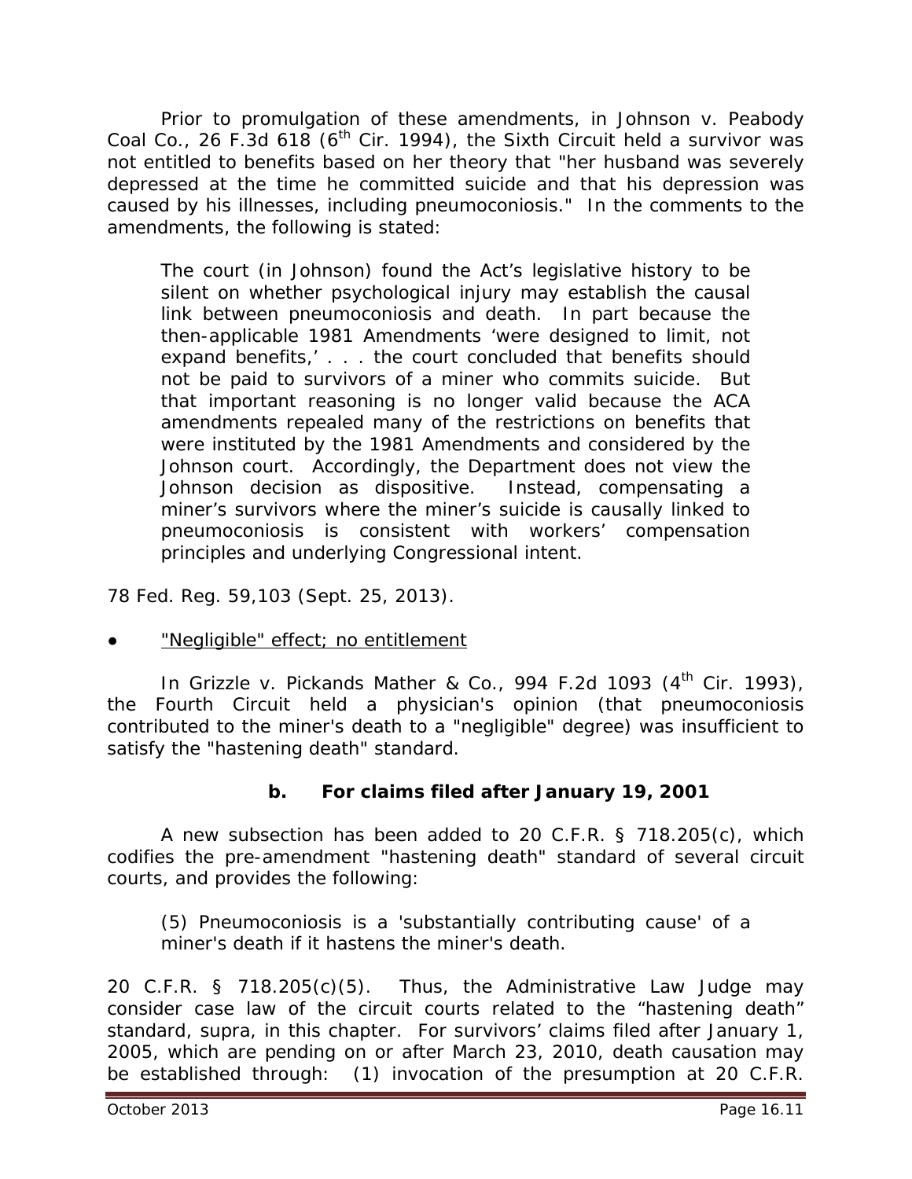Prior to promulgation of these amendments, in *Johnson v. Peabody Coal Co.*, 26 F.3d 618 (6th Cir. 1994), the Sixth Circuit held a survivor was not entitled to benefits based on her theory that "her husband was severely depressed at the time he committed suicide and that his depression was caused by his illnesses, including pneumoconiosis." In the comments to the amendments, the following is stated:

> The court (in Johnson) found the Act's legislative history to be silent on whether psychological injury may establish the causal link between pneumoconiosis and death. In part because the then-applicable 1981 Amendments 'were designed to limit, not expand benefits,' . . . the court concluded that benefits should not be paid to survivors of a miner who commits suicide. But that important reasoning is no longer valid because the ACA amendments repealed many of the restrictions on benefits that were instituted by the 1981 Amendments and considered by the Johnson court. Accordingly, the Department does not view the Johnson decision as dispositive. Instead, compensating a miner's survivors where the miner's suicide is causally linked to pneumoconiosis is consistent with workers' compensation principles and underlying Congressional intent.

78 Fed. Reg. 59,103 (Sept. 25, 2013).

- "Negligible" effect; no entitlement

In *Grizzle v. Pickands Mather & Co.*, 994 F.2d 1093 (4th Cir. 1993), the Fourth Circuit held a physician's opinion (that pneumoconiosis contributed to the miner's death to a "negligible" degree) was insufficient to satisfy the "hastening death" standard.

### b. For claims filed after January 19, 2001

A new subsection has been added to 20 C.F.R. § 718.205(c), which codifies the pre-amendment "hastening death" standard of several circuit courts, and provides the following:

> (5) Pneumoconiosis is a 'substantially contributing cause' of a miner's death if it hastens the miner's death.

20 C.F.R. § 718.205(c)(5). Thus, the Administrative Law Judge may consider case law of the circuit courts related to the "hastening death" standard, *supra*, in this chapter. For survivors' claims filed after January 1, 2005, which are pending on or after March 23, 2010, death causation may be established through: (1) invocation of the presumption at 20 C.F.R.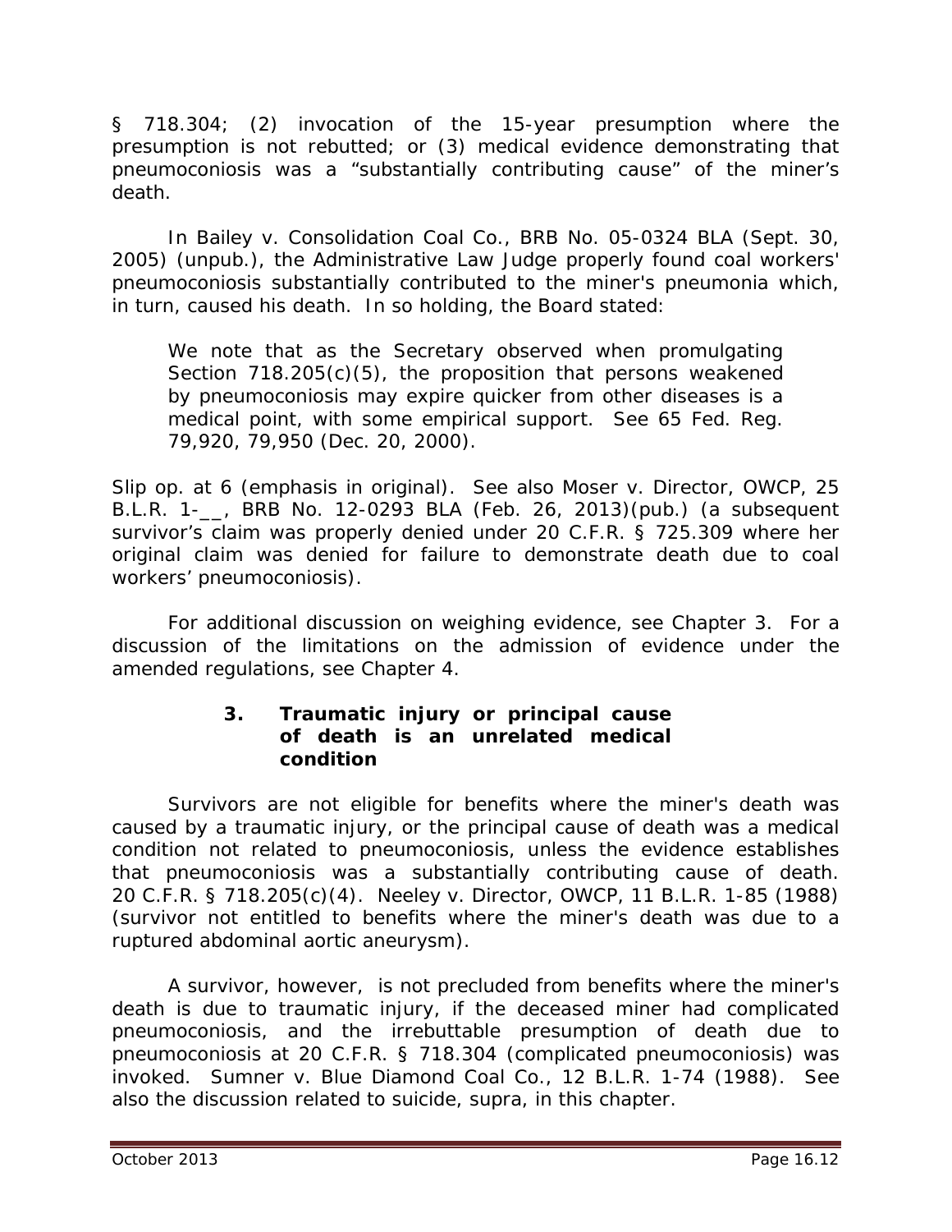§ 718.304; (2) invocation of the 15-year presumption where the presumption is not rebutted; or (3) medical evidence demonstrating that pneumoconiosis was a "substantially contributing cause" of the miner's death.

In *Bailey v. Consolidation Coal Co.*, BRB No. 05-0324 BLA (Sept. 30, 2005) (unpub.), the Administrative Law Judge properly found coal workers' pneumoconiosis substantially contributed to the miner's pneumonia which, in turn, caused his death. In so holding, the Board stated:

> We note that as the Secretary observed when promulgating Section 718.205(c)(5), the proposition that persons weakened by pneumoconiosis may expire quicker from other diseases is a *medical point*, with some empirical support. *See* 65 Fed. Reg. 79,920, 79,950 (Dec. 20, 2000).

*Slip op.* at 6 (emphasis in original). *See also Moser v. Director, OWCP*, 25 B.L.R. 1-\_\_, BRB No. 12-0293 BLA (Feb. 26, 2013)(pub.) (a subsequent survivor's claim was properly denied under 20 C.F.R. § 725.309 where her original claim was denied for failure to demonstrate death due to coal workers' pneumoconiosis).

For additional discussion on weighing evidence, see Chapter 3. For a discussion of the limitations on the admission of evidence under the amended regulations, see Chapter 4.

### 3. Traumatic injury or principal cause of death is an unrelated medical condition

Survivors are not eligible for benefits where the miner's death was caused by a traumatic injury, or the principal cause of death was a medical condition not related to pneumoconiosis, unless the evidence establishes that pneumoconiosis was a substantially contributing cause of death. 20 C.F.R. § 718.205(c)(4). *Neeley v. Director, OWCP*, 11 B.L.R. 1-85 (1988) (survivor not entitled to benefits where the miner's death was due to a ruptured abdominal aortic aneurysm).

A survivor, however, is not precluded from benefits where the miner's death is due to traumatic injury, if the deceased miner had complicated pneumoconiosis, and the irrebuttable presumption of death due to pneumoconiosis at 20 C.F.R. § 718.304 (complicated pneumoconiosis) was invoked. *Sumner v. Blue Diamond Coal Co.*, 12 B.L.R. 1-74 (1988). *See also* the discussion related to suicide, *supra*, in this chapter.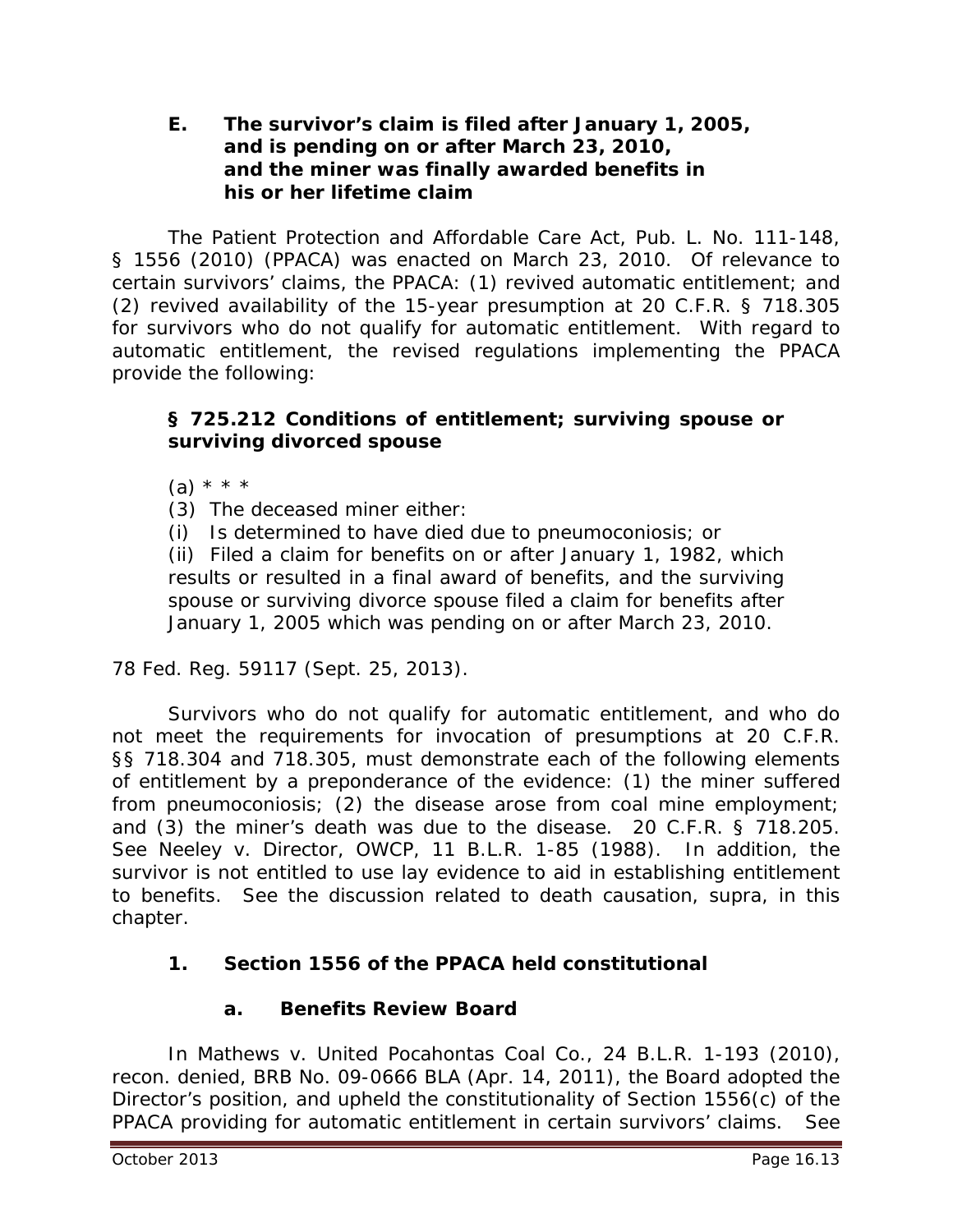### E. The survivor's claim is filed after January 1, 2005, and is pending on or after March 23, 2010, and the miner was finally awarded benefits in his or her lifetime claim

The Patient Protection and Affordable Care Act, Pub. L. No. 111-148, § 1556 (2010) (PPACA) was enacted on March 23, 2010. Of relevance to certain survivors' claims, the PPACA: (1) revived automatic entitlement; and (2) revived availability of the 15-year presumption at 20 C.F.R. § 718.305 for survivors who do not qualify for automatic entitlement. With regard to automatic entitlement, the revised regulations implementing the PPACA provide the following:

> **§ 725.212 Conditions of entitlement; surviving spouse or surviving divorced spouse**
>
> (a) * * *
>
> (3) The deceased miner either:
>
> (i) Is determined to have died due to pneumoconiosis; or
>
> (ii) Filed a claim for benefits on or after January 1, 1982, which results or resulted in a final award of benefits, and the surviving spouse or surviving divorce spouse filed a claim for benefits after January 1, 2005 which was pending on or after March 23, 2010.

78 Fed. Reg. 59117 (Sept. 25, 2013).

Survivors who do not qualify for automatic entitlement, and who do not meet the requirements for invocation of presumptions at 20 C.F.R. §§ 718.304 and 718.305, must demonstrate each of the following elements of entitlement by a preponderance of the evidence: (1) the miner suffered from pneumoconiosis; (2) the disease arose from coal mine employment; and (3) the miner's death was due to the disease. 20 C.F.R. § 718.205. *See Neeley v. Director, OWCP*, 11 B.L.R. 1-85 (1988). In addition, the survivor is not entitled to use lay evidence to aid in establishing entitlement to benefits. *See* the discussion related to death causation, *supra*, in this chapter.

#### 1. Section 1556 of the PPACA held constitutional

##### a. Benefits Review Board

In *Mathews v. United Pocahontas Coal Co.*, 24 B.L.R. 1-193 (2010), *recon. denied*, BRB No. 09-0666 BLA (Apr. 14, 2011), the Board adopted the Director's position, and upheld the constitutionality of Section 1556(c) of the PPACA providing for automatic entitlement in certain survivors' claims. *See*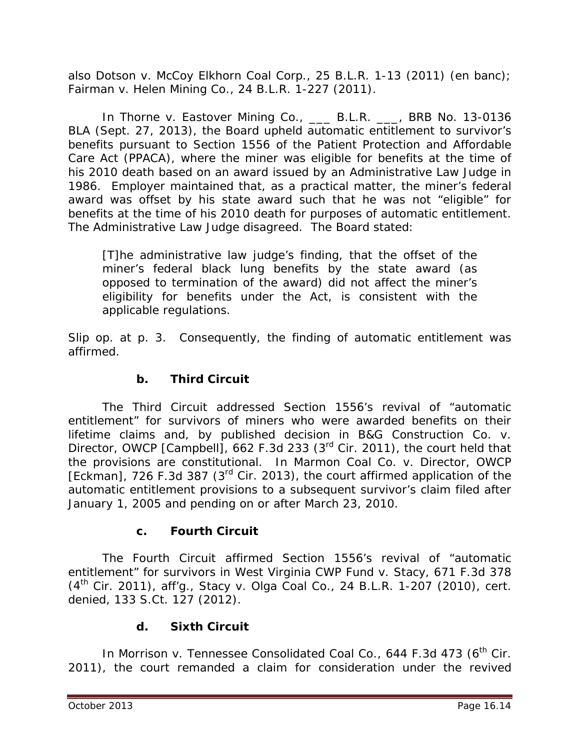also *Dotson v. McCoy Elkhorn Coal Corp.*, 25 B.L.R. 1-13 (2011) (en banc); *Fairman v. Helen Mining Co.*, 24 B.L.R. 1-227 (2011).

In *Thorne v. Eastover Mining Co.*, ___ B.L.R. ___, BRB No. 13-0136 BLA (Sept. 27, 2013), the Board upheld automatic entitlement to survivor's benefits pursuant to Section 1556 of the Patient Protection and Affordable Care Act (PPACA), where the miner was eligible for benefits at the time of his 2010 death based on an award issued by an Administrative Law Judge in 1986. Employer maintained that, as a practical matter, the miner's federal award was offset by his state award such that he was not "eligible" for benefits at the time of his 2010 death for purposes of automatic entitlement. The Administrative Law Judge disagreed. The Board stated:

> [T]he administrative law judge's finding, that the offset of the miner's federal black lung benefits by the state award (as opposed to termination of the award) did not affect the miner's eligibility for benefits under the Act, is consistent with the applicable regulations.

*Slip op.* at p. 3. Consequently, the finding of automatic entitlement was affirmed.

### b. Third Circuit

The Third Circuit addressed Section 1556's revival of "automatic entitlement" for survivors of miners who were awarded benefits on their lifetime claims and, by published decision in *B&G Construction Co. v. Director, OWCP [Campbell]*, 662 F.3d 233 (3rd Cir. 2011), the court held that the provisions are constitutional. In *Marmon Coal Co. v. Director, OWCP [Eckman]*, 726 F.3d 387 (3rd Cir. 2013), the court affirmed application of the automatic entitlement provisions to a subsequent survivor's claim filed after January 1, 2005 and pending on or after March 23, 2010.

### c. Fourth Circuit

The Fourth Circuit affirmed Section 1556's revival of "automatic entitlement" for survivors in *West Virginia CWP Fund v. Stacy*, 671 F.3d 378 (4th Cir. 2011), *aff'g.*, *Stacy v. Olga Coal Co.*, 24 B.L.R. 1-207 (2010), *cert. denied*, 133 S.Ct. 127 (2012).

### d. Sixth Circuit

In *Morrison v. Tennessee Consolidated Coal Co.*, 644 F.3d 473 (6th Cir. 2011), the court remanded a claim for consideration under the revived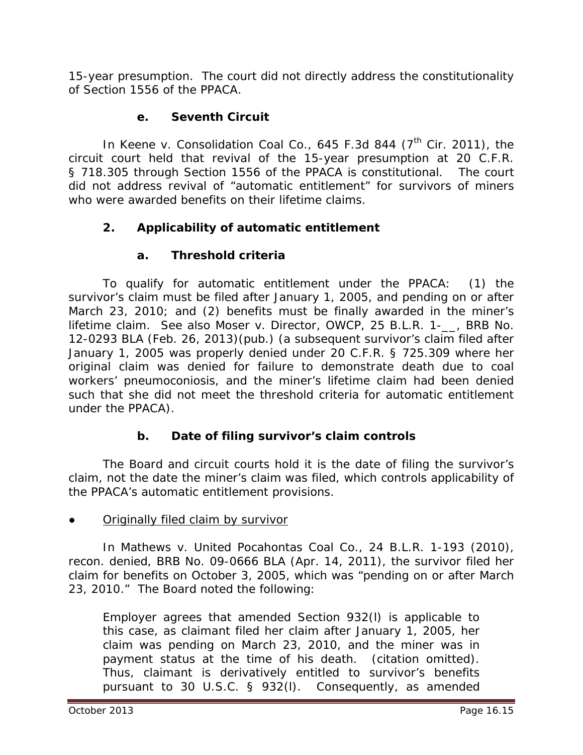15-year presumption. The court did not directly address the constitutionality of Section 1556 of the PPACA.

#### e. Seventh Circuit

In *Keene v. Consolidation Coal Co.*, 645 F.3d 844 (7th Cir. 2011), the circuit court held that revival of the 15-year presumption at 20 C.F.R. § 718.305 through Section 1556 of the PPACA is constitutional. The court did not address revival of "automatic entitlement" for survivors of miners who were awarded benefits on their lifetime claims.

### 2. Applicability of automatic entitlement

#### a. Threshold criteria

To qualify for automatic entitlement under the PPACA: (1) the survivor's claim must be filed after January 1, 2005, and pending on or after March 23, 2010; and (2) benefits must be finally awarded in the miner's lifetime claim. *See also Moser v. Director, OWCP*, 25 B.L.R. 1-__, BRB No. 12-0293 BLA (Feb. 26, 2013)(pub.) (a subsequent survivor's claim filed after January 1, 2005 was properly denied under 20 C.F.R. § 725.309 where her original claim was denied for failure to demonstrate death due to coal workers' pneumoconiosis, and the miner's lifetime claim had been denied such that she did not meet the threshold criteria for automatic entitlement under the PPACA).

#### b. Date of filing survivor's claim controls

The Board and circuit courts hold it is the date of filing the survivor's claim, not the date the miner's claim was filed, which controls applicability of the PPACA's automatic entitlement provisions.

- Originally filed claim by survivor

In *Mathews v. United Pocahontas Coal Co.*, 24 B.L.R. 1-193 (2010), *recon. denied*, BRB No. 09-0666 BLA (Apr. 14, 2011), the survivor filed her claim for benefits on October 3, 2005, which was "pending on or after March 23, 2010." The Board noted the following:

> Employer agrees that amended Section 932(l) is applicable to this case, as claimant filed her claim after January 1, 2005, her claim was pending on March 23, 2010, and the miner was in payment status at the time of his death. (citation omitted). Thus, claimant is derivatively entitled to survivor's benefits pursuant to 30 U.S.C. § 932(l). Consequently, as amended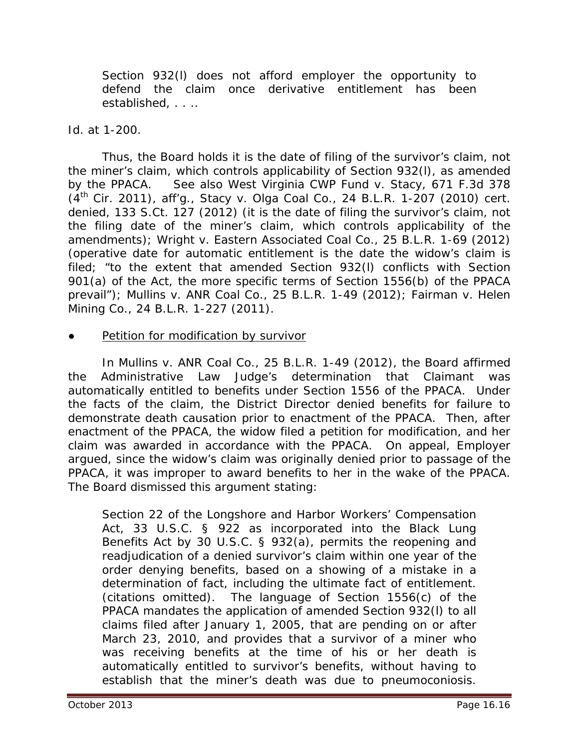> Section 932(l) does not afford employer the opportunity to defend the claim once derivative entitlement has been established, . . ..

*Id.* at 1-200.

Thus, the Board holds it is the date of filing of the survivor's claim, not the miner's claim, which controls applicability of Section 932(l), as amended by the PPACA. *See also West Virginia CWP Fund v. Stacy*, 671 F.3d 378 (4th Cir. 2011), *aff'g.*, *Stacy v. Olga Coal Co.*, 24 B.L.R. 1-207 (2010) *cert. denied*, 133 S.Ct. 127 (2012) (it is the date of filing the survivor's claim, not the filing date of the miner's claim, which controls applicability of the amendments); *Wright v. Eastern Associated Coal Co.*, 25 B.L.R. 1-69 (2012) (operative date for automatic entitlement is the date the widow's claim is filed; "to the extent that amended Section 932(l) conflicts with Section 901(a) of the Act, the more specific terms of Section 1556(b) of the PPACA prevail"); *Mullins v. ANR Coal Co.*, 25 B.L.R. 1-49 (2012); *Fairman v. Helen Mining Co.*, 24 B.L.R. 1-227 (2011).

- <u>Petition for modification by survivor</u>

In *Mullins v. ANR Coal Co.*, 25 B.L.R. 1-49 (2012), the Board affirmed the Administrative Law Judge's determination that Claimant was automatically entitled to benefits under Section 1556 of the PPACA. Under the facts of the claim, the District Director denied benefits for failure to demonstrate death causation prior to enactment of the PPACA. Then, after enactment of the PPACA, the widow filed a petition for modification, and her claim was awarded in accordance with the PPACA. On appeal, Employer argued, since the widow's claim was originally denied prior to passage of the PPACA, it was improper to award benefits to her in the wake of the PPACA. The Board dismissed this argument stating:

> Section 22 of the Longshore and Harbor Workers' Compensation Act, 33 U.S.C. § 922 as incorporated into the Black Lung Benefits Act by 30 U.S.C. § 932(a), permits the reopening and readjudication of a denied survivor's claim within one year of the order denying benefits, based on a showing of a mistake in a determination of fact, including the ultimate fact of entitlement. (citations omitted). The language of Section 1556(c) of the PPACA mandates the application of amended Section 932(l) to all claims filed after January 1, 2005, that are pending on or after March 23, 2010, and provides that a survivor of a miner who was receiving benefits at the time of his or her death is automatically entitled to survivor's benefits, without having to establish that the miner's death was due to pneumoconiosis.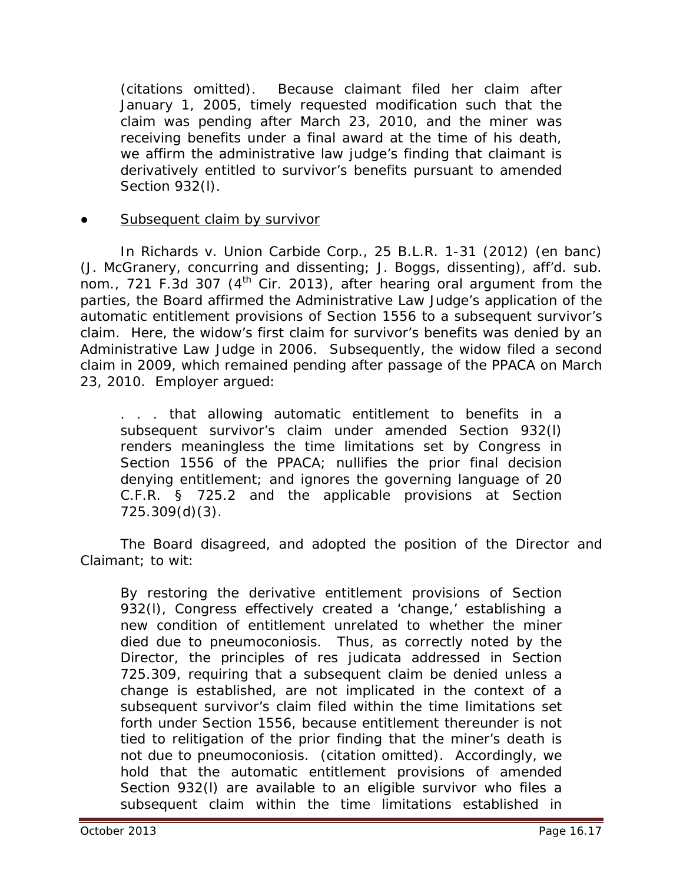> (citations omitted). Because claimant filed her claim after January 1, 2005, timely requested modification such that the claim was pending after March 23, 2010, and the miner was receiving benefits under a final award at the time of his death, we affirm the administrative law judge's finding that claimant is derivatively entitled to survivor's benefits pursuant to amended Section 932(l).

- <u>Subsequent claim by survivor</u>

In *Richards v. Union Carbide Corp.*, 25 B.L.R. 1-31 (2012) (en banc) (J. McGranery, concurring and dissenting; J. Boggs, dissenting), *aff'd. sub. nom.*, 721 F.3d 307 (4th Cir. 2013), after hearing oral argument from the parties, the Board affirmed the Administrative Law Judge's application of the automatic entitlement provisions of Section 1556 to a subsequent survivor's claim. Here, the widow's first claim for survivor's benefits was denied by an Administrative Law Judge in 2006. Subsequently, the widow filed a second claim in 2009, which remained pending after passage of the PPACA on March 23, 2010. Employer argued:

> . . . that allowing automatic entitlement to benefits in a subsequent survivor's claim under amended Section 932(l) renders meaningless the time limitations set by Congress in Section 1556 of the PPACA; nullifies the prior final decision denying entitlement; and ignores the governing language of 20 C.F.R. § 725.2 and the applicable provisions at Section 725.309(d)(3).

The Board disagreed, and adopted the position of the Director and Claimant; to wit:

> By restoring the derivative entitlement provisions of Section 932(l), Congress effectively created a 'change,' establishing a new condition of entitlement unrelated to whether the miner died due to pneumoconiosis. Thus, as correctly noted by the Director, the principles of res judicata addressed in Section 725.309, requiring that a subsequent claim be denied unless a change is established, are not implicated in the context of a subsequent survivor's claim filed within the time limitations set forth under Section 1556, because entitlement thereunder is not tied to relitigation of the prior finding that the miner's death is not due to pneumoconiosis. (citation omitted). Accordingly, we hold that the automatic entitlement provisions of amended Section 932(l) are available to an eligible survivor who files a subsequent claim within the time limitations established in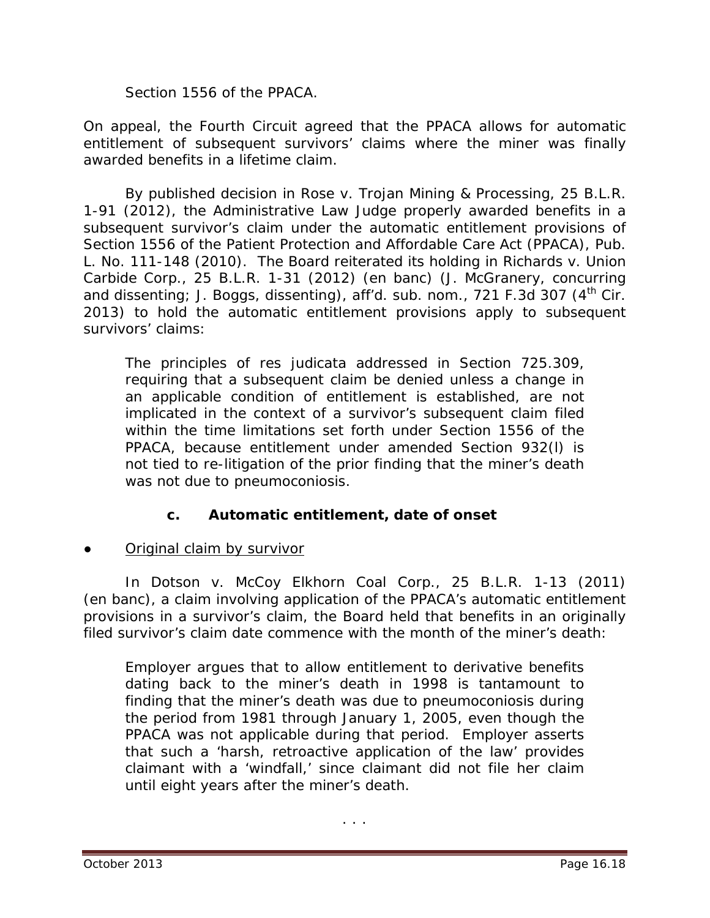Section 1556 of the PPACA.

On appeal, the Fourth Circuit agreed that the PPACA allows for automatic entitlement of subsequent survivors' claims where the miner was finally awarded benefits in a lifetime claim.

By published decision in *Rose v. Trojan Mining & Processing*, 25 B.L.R. 1-91 (2012), the Administrative Law Judge properly awarded benefits in a subsequent survivor's claim under the automatic entitlement provisions of Section 1556 of the Patient Protection and Affordable Care Act (PPACA), Pub. L. No. 111-148 (2010). The Board reiterated its holding in *Richards v. Union Carbide Corp.*, 25 B.L.R. 1-31 (2012) (en banc) (J. McGranery, concurring and dissenting; J. Boggs, dissenting), *aff'd. sub. nom.*, 721 F.3d 307 (4th Cir. 2013) to hold the automatic entitlement provisions apply to subsequent survivors' claims:

> The principles of res judicata addressed in Section 725.309, requiring that a subsequent claim be denied unless a change in an applicable condition of entitlement is established, are not implicated in the context of a survivor's subsequent claim filed within the time limitations set forth under Section 1556 of the PPACA, because entitlement under amended Section 932(l) is not tied to re-litigation of the prior finding that the miner's death was not due to pneumoconiosis.

### c. Automatic entitlement, date of onset

- Original claim by survivor

In *Dotson v. McCoy Elkhorn Coal Corp.*, 25 B.L.R. 1-13 (2011) (en banc), a claim involving application of the PPACA's automatic entitlement provisions in a survivor's claim, the Board held that benefits in an originally filed survivor's claim date commence with the month of the miner's death:

> Employer argues that to allow entitlement to derivative benefits dating back to the miner's death in 1998 is tantamount to finding that the miner's death was due to pneumoconiosis during the period from 1981 through January 1, 2005, even though the PPACA was not applicable during that period. Employer asserts that such a 'harsh, retroactive application of the law' provides claimant with a 'windfall,' since claimant did not file her claim until eight years after the miner's death.
>
> . . .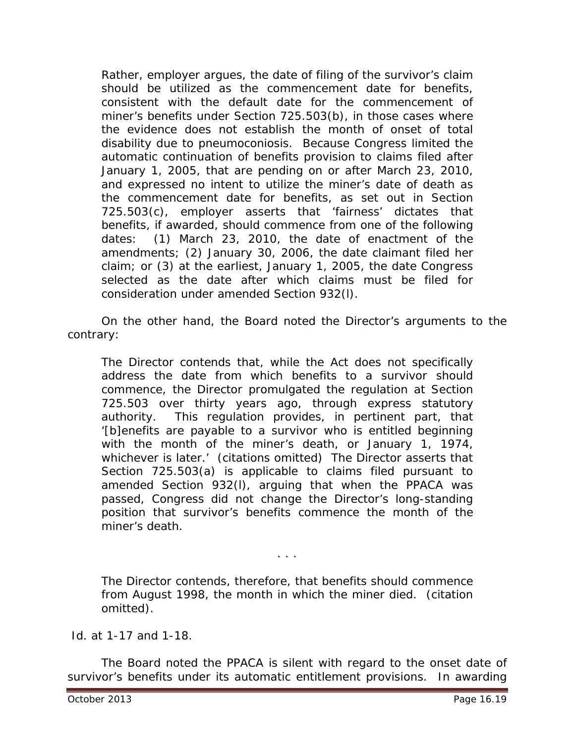> Rather, employer argues, the date of filing of the survivor's claim should be utilized as the commencement date for benefits, consistent with the default date for the commencement of miner's benefits under Section 725.503(b), in those cases where the evidence does not establish the month of onset of total disability due to pneumoconiosis. Because Congress limited the automatic continuation of benefits provision to claims filed after January 1, 2005, that are pending on or after March 23, 2010, and expressed no intent to utilize the miner's date of death as the commencement date for benefits, as set out in Section 725.503(c), employer asserts that 'fairness' dictates that benefits, if awarded, should commence from one of the following dates: (1) March 23, 2010, the date of enactment of the amendments; (2) January 30, 2006, the date claimant filed her claim; or (3) at the earliest, January 1, 2005, the date Congress selected as the date after which claims must be filed for consideration under amended Section 932(l).

On the other hand, the Board noted the Director's arguments to the contrary:

> The Director contends that, while the Act does not specifically address the date from which benefits to a survivor should commence, the Director promulgated the regulation at Section 725.503 over thirty years ago, through express statutory authority. This regulation provides, in pertinent part, that '[b]enefits are payable to a survivor who is entitled beginning with the month of the miner's death, or January 1, 1974, whichever is later.' (citations omitted) The Director asserts that Section 725.503(a) is applicable to claims filed pursuant to amended Section 932(l), arguing that when the PPACA was passed, Congress did not change the Director's long-standing position that survivor's benefits commence the month of the miner's death.
>
> . . .
>
> The Director contends, therefore, that benefits should commence from August 1998, the month in which the miner died. (citation omitted).

*Id.* at 1-17 and 1-18.

The Board noted the PPACA is silent with regard to the onset date of survivor's benefits under its automatic entitlement provisions. In awarding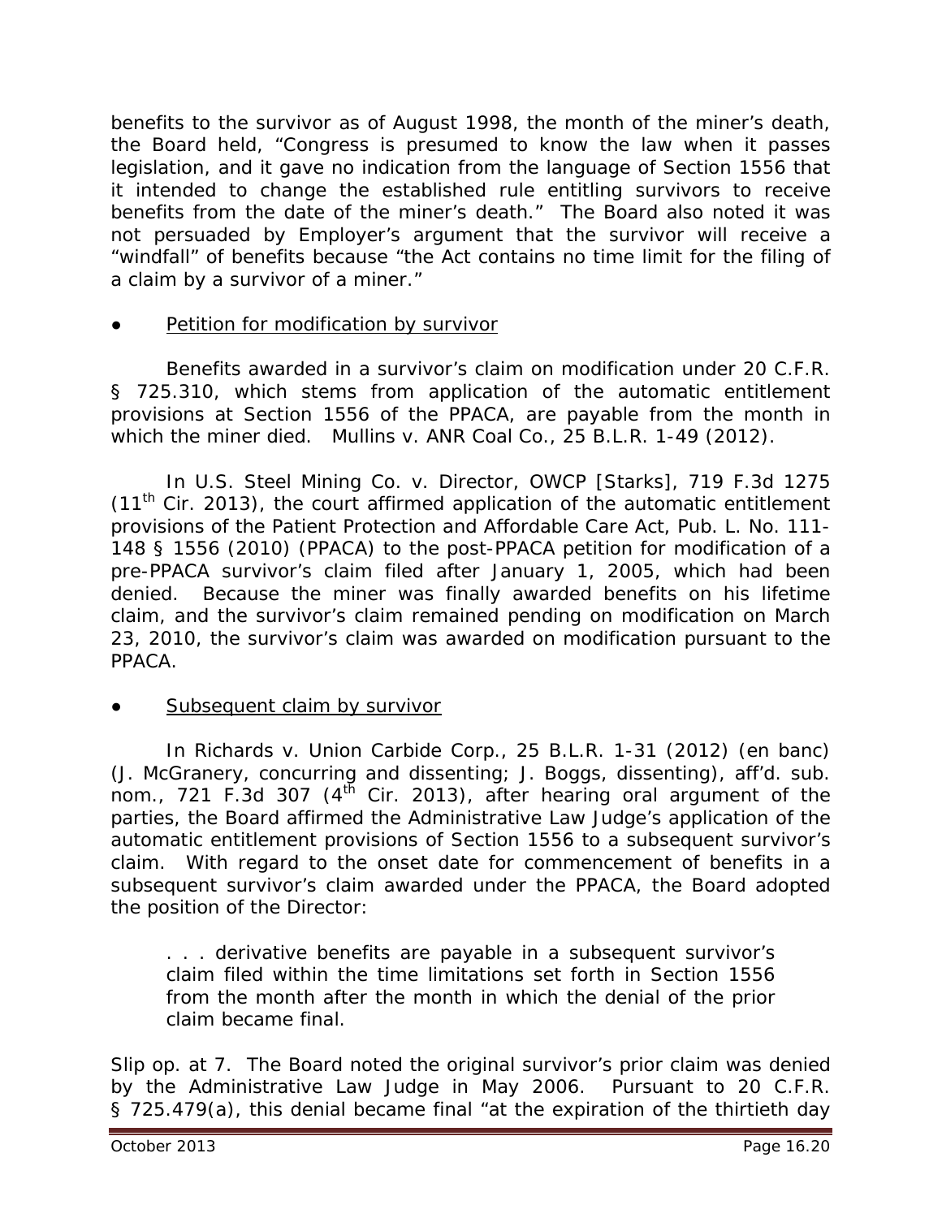benefits to the survivor as of August 1998, the month of the miner's death, the Board held, "Congress is presumed to know the law when it passes legislation, and it gave no indication from the language of Section 1556 that it intended to change the established rule entitling survivors to receive benefits from the date of the miner's death." The Board also noted it was not persuaded by Employer's argument that the survivor will receive a "windfall" of benefits because "the Act contains no time limit for the filing of a claim by a survivor of a miner."

- Petition for modification by survivor

Benefits awarded in a survivor's claim on modification under 20 C.F.R. § 725.310, which stems from application of the automatic entitlement provisions at Section 1556 of the PPACA, are payable from the month in which the miner died. *Mullins v. ANR Coal Co.*, 25 B.L.R. 1-49 (2012).

In *U.S. Steel Mining Co. v. Director, OWCP [Starks]*, 719 F.3d 1275 (11th Cir. 2013), the court affirmed application of the automatic entitlement provisions of the Patient Protection and Affordable Care Act, Pub. L. No. 111-148 § 1556 (2010) (PPACA) to the post-PPACA petition for modification of a pre-PPACA survivor's claim filed after January 1, 2005, which had been denied. Because the miner was finally awarded benefits on his lifetime claim, and the survivor's claim remained pending on modification on March 23, 2010, the survivor's claim was awarded on modification pursuant to the PPACA.

- Subsequent claim by survivor

In *Richards v. Union Carbide Corp.*, 25 B.L.R. 1-31 (2012) (en banc) (J. McGranery, concurring and dissenting; J. Boggs, dissenting), *aff'd. sub. nom.*, 721 F.3d 307 (4th Cir. 2013), after hearing oral argument of the parties, the Board affirmed the Administrative Law Judge's application of the automatic entitlement provisions of Section 1556 to a subsequent survivor's claim. With regard to the onset date for commencement of benefits in a subsequent survivor's claim awarded under the PPACA, the Board adopted the position of the Director:

> . . . derivative benefits are payable in a subsequent survivor's claim filed within the time limitations set forth in Section 1556 from the month after the month in which the denial of the prior claim became final.

Slip op. at 7. The Board noted the original survivor's prior claim was denied by the Administrative Law Judge in May 2006. Pursuant to 20 C.F.R. § 725.479(a), this denial became final "at the expiration of the thirtieth day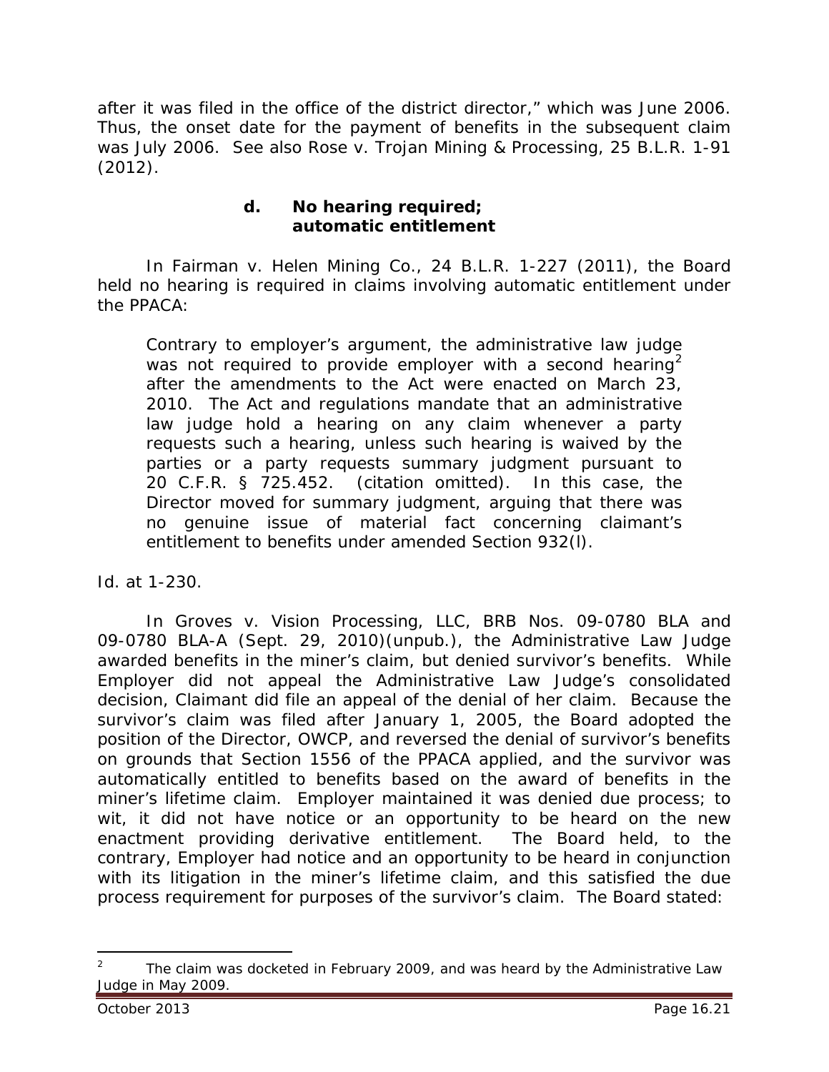after it was filed in the office of the district director," which was June 2006. Thus, the onset date for the payment of benefits in the subsequent claim was July 2006. *See also Rose v. Trojan Mining & Processing*, 25 B.L.R. 1-91 (2012).

#### d. No hearing required; automatic entitlement

In *Fairman v. Helen Mining Co.*, 24 B.L.R. 1-227 (2011), the Board held no hearing is required in claims involving automatic entitlement under the PPACA:

> Contrary to employer's argument, the administrative law judge was not required to provide employer with a second hearing[2] after the amendments to the Act were enacted on March 23, 2010. The Act and regulations mandate that an administrative law judge hold a hearing on any claim whenever a party requests such a hearing, unless such hearing is waived by the parties or a party requests summary judgment pursuant to 20 C.F.R. § 725.452. (citation omitted). In this case, the Director moved for summary judgment, arguing that there was no genuine issue of material fact concerning claimant's entitlement to benefits under amended Section 932(l).

*Id.* at 1-230.

In *Groves v. Vision Processing, LLC*, BRB Nos. 09-0780 BLA and 09-0780 BLA-A (Sept. 29, 2010)(unpub.), the Administrative Law Judge awarded benefits in the miner's claim, but denied survivor's benefits. While Employer did not appeal the Administrative Law Judge's consolidated decision, Claimant did file an appeal of the denial of her claim. Because the survivor's claim was filed after January 1, 2005, the Board adopted the position of the Director, OWCP, and reversed the denial of survivor's benefits on grounds that Section 1556 of the PPACA applied, and the survivor was automatically entitled to benefits based on the award of benefits in the miner's lifetime claim. Employer maintained it was denied due process; to wit, it did not have notice or an opportunity to be heard on the new enactment providing derivative entitlement. The Board held, to the contrary, Employer had notice and an opportunity to be heard in conjunction with its litigation in the miner's lifetime claim, and this satisfied the due process requirement for purposes of the survivor's claim. The Board stated:

---

[2] The claim was docketed in February 2009, and was heard by the Administrative Law Judge in May 2009.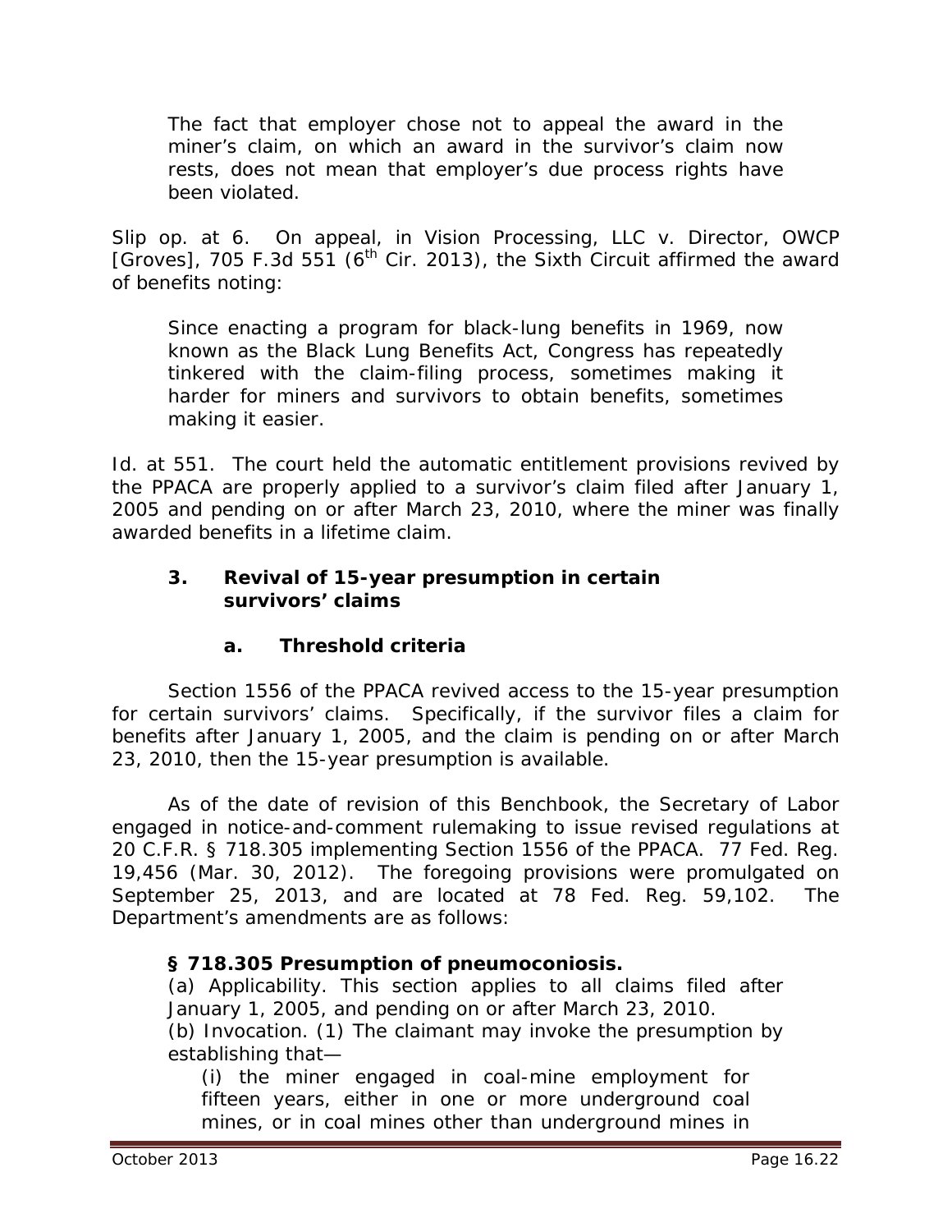> The fact that employer chose not to appeal the award in the miner's claim, on which an award in the survivor's claim now rests, does not mean that employer's due process rights have been violated.

Slip op. at 6. On appeal, in *Vision Processing, LLC v. Director, OWCP [Groves]*, 705 F.3d 551 (6th Cir. 2013), the Sixth Circuit affirmed the award of benefits noting:

> Since enacting a program for black-lung benefits in 1969, now known as the Black Lung Benefits Act, Congress has repeatedly tinkered with the claim-filing process, sometimes making it harder for miners and survivors to obtain benefits, sometimes making it easier.

*Id.* at 551. The court held the automatic entitlement provisions revived by the PPACA are properly applied to a survivor's claim filed after January 1, 2005 and pending on or after March 23, 2010, where the miner was finally awarded benefits in a lifetime claim.

### 3. Revival of 15-year presumption in certain survivors' claims

#### a. Threshold criteria

Section 1556 of the PPACA revived access to the 15-year presumption for certain survivors' claims. Specifically, if the survivor files a claim for benefits after January 1, 2005, and the claim is pending on or after March 23, 2010, then the 15-year presumption is available.

As of the date of revision of this Benchbook, the Secretary of Labor engaged in notice-and-comment rulemaking to issue revised regulations at 20 C.F.R. § 718.305 implementing Section 1556 of the PPACA. 77 Fed. Reg. 19,456 (Mar. 30, 2012). The foregoing provisions were promulgated on September 25, 2013, and are located at 78 Fed. Reg. 59,102. The Department's amendments are as follows:

> **§ 718.305 Presumption of pneumoconiosis.**
> (a) Applicability. This section applies to all claims filed after January 1, 2005, and pending on or after March 23, 2010.
> (b) Invocation. (1) The claimant may invoke the presumption by establishing that—
>
> (i) the miner engaged in coal-mine employment for fifteen years, either in one or more underground coal mines, or in coal mines other than underground mines in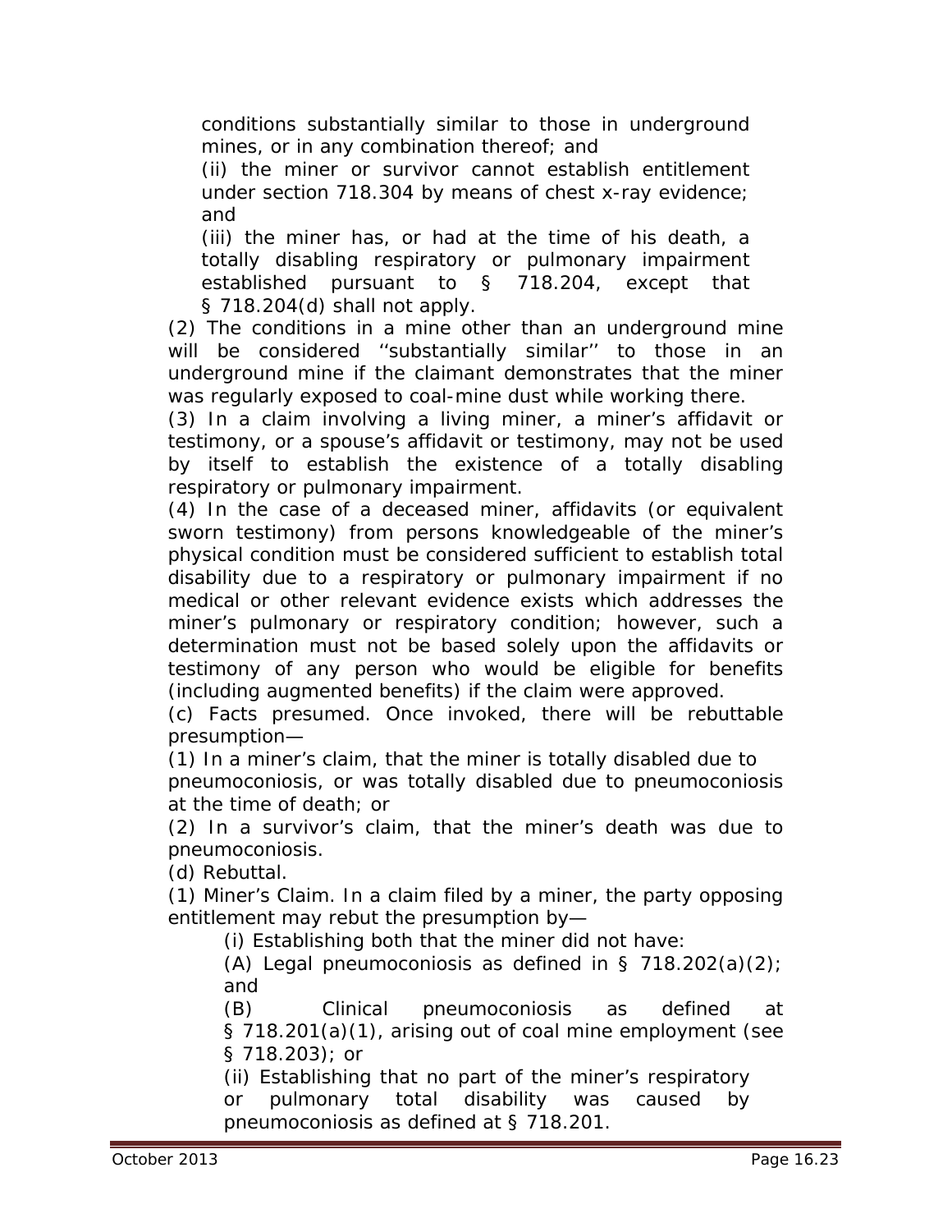conditions substantially similar to those in underground mines, or in any combination thereof; and

(ii) the miner or survivor cannot establish entitlement under section 718.304 by means of chest x-ray evidence; and

(iii) the miner has, or had at the time of his death, a totally disabling respiratory or pulmonary impairment established pursuant to § 718.204, except that § 718.204(d) shall not apply.

(2) The conditions in a mine other than an underground mine will be considered ''substantially similar'' to those in an underground mine if the claimant demonstrates that the miner was regularly exposed to coal-mine dust while working there.

(3) In a claim involving a living miner, a miner's affidavit or testimony, or a spouse's affidavit or testimony, may not be used by itself to establish the existence of a totally disabling respiratory or pulmonary impairment.

(4) In the case of a deceased miner, affidavits (or equivalent sworn testimony) from persons knowledgeable of the miner's physical condition must be considered sufficient to establish total disability due to a respiratory or pulmonary impairment if no medical or other relevant evidence exists which addresses the miner's pulmonary or respiratory condition; however, such a determination must not be based solely upon the affidavits or testimony of any person who would be eligible for benefits (including augmented benefits) if the claim were approved.

(c) Facts presumed. Once invoked, there will be rebuttable presumption—

(1) In a miner's claim, that the miner is totally disabled due to pneumoconiosis, or was totally disabled due to pneumoconiosis at the time of death; or

(2) In a survivor's claim, that the miner's death was due to pneumoconiosis.

(d) Rebuttal.

(1) Miner's Claim. In a claim filed by a miner, the party opposing entitlement may rebut the presumption by—

(i) Establishing both that the miner did not have:

(A) Legal pneumoconiosis as defined in § 718.202(a)(2); and

(B) Clinical pneumoconiosis as defined at § 718.201(a)(1), arising out of coal mine employment (see § 718.203); or

(ii) Establishing that no part of the miner's respiratory or pulmonary total disability was caused by pneumoconiosis as defined at § 718.201.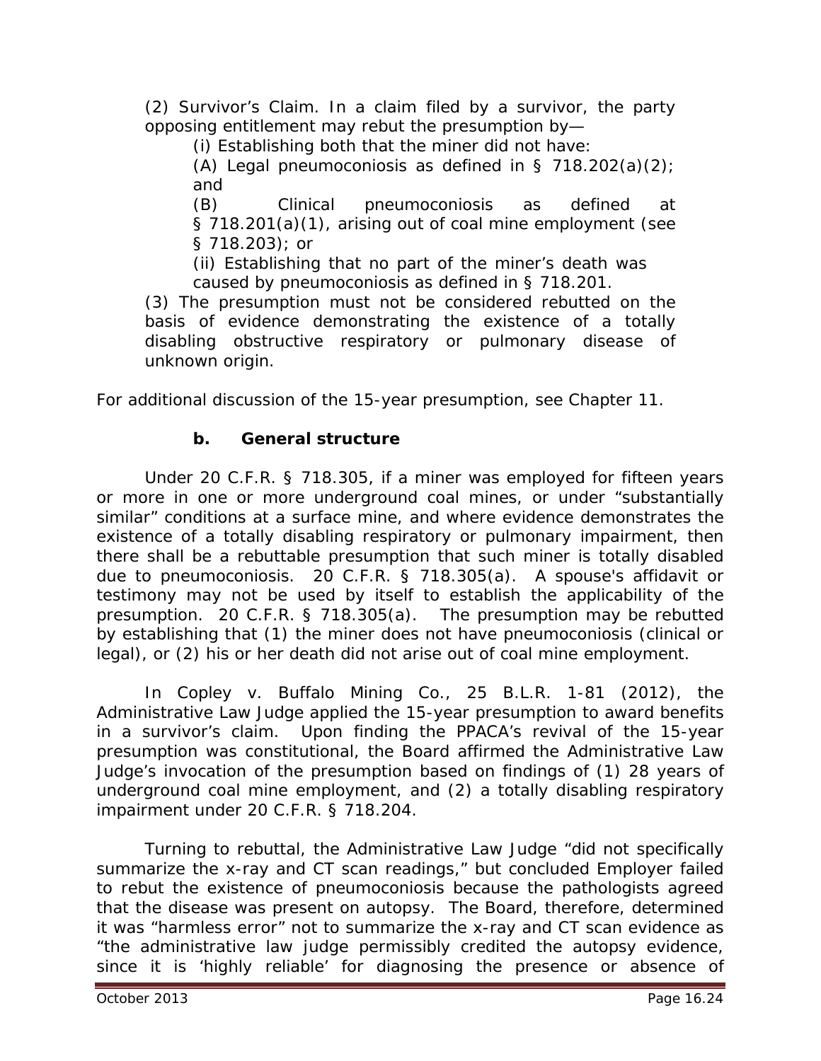(2) Survivor's Claim. In a claim filed by a survivor, the party opposing entitlement may rebut the presumption by—

(i) Establishing both that the miner did not have:

(A) Legal pneumoconiosis as defined in § 718.202(a)(2); and

(B) Clinical pneumoconiosis as defined at § 718.201(a)(1), arising out of coal mine employment (see § 718.203); or

(ii) Establishing that no part of the miner's death was caused by pneumoconiosis as defined in § 718.201.

(3) The presumption must not be considered rebutted on the basis of evidence demonstrating the existence of a totally disabling obstructive respiratory or pulmonary disease of unknown origin.

For additional discussion of the 15-year presumption, see Chapter 11.

### b. General structure

Under 20 C.F.R. § 718.305, if a miner was employed for fifteen years or more in one or more underground coal mines, or under "substantially similar" conditions at a surface mine, and where evidence demonstrates the existence of a totally disabling respiratory or pulmonary impairment, then there shall be a rebuttable presumption that such miner is totally disabled due to pneumoconiosis. 20 C.F.R. § 718.305(a). A spouse's affidavit or testimony may not be used by itself to establish the applicability of the presumption. 20 C.F.R. § 718.305(a). The presumption may be rebutted by establishing that (1) the miner does not have pneumoconiosis (clinical or legal), or (2) his or her death did not arise out of coal mine employment.

In *Copley v. Buffalo Mining Co.*, 25 B.L.R. 1-81 (2012), the Administrative Law Judge applied the 15-year presumption to award benefits in a survivor's claim. Upon finding the PPACA's revival of the 15-year presumption was constitutional, the Board affirmed the Administrative Law Judge's invocation of the presumption based on findings of (1) 28 years of underground coal mine employment, and (2) a totally disabling respiratory impairment under 20 C.F.R. § 718.204.

Turning to rebuttal, the Administrative Law Judge "did not specifically summarize the x-ray and CT scan readings," but concluded Employer failed to rebut the existence of pneumoconiosis because the pathologists agreed that the disease was present on autopsy. The Board, therefore, determined it was "harmless error" not to summarize the x-ray and CT scan evidence as "the administrative law judge permissibly credited the autopsy evidence, since it is 'highly reliable' for diagnosing the presence or absence of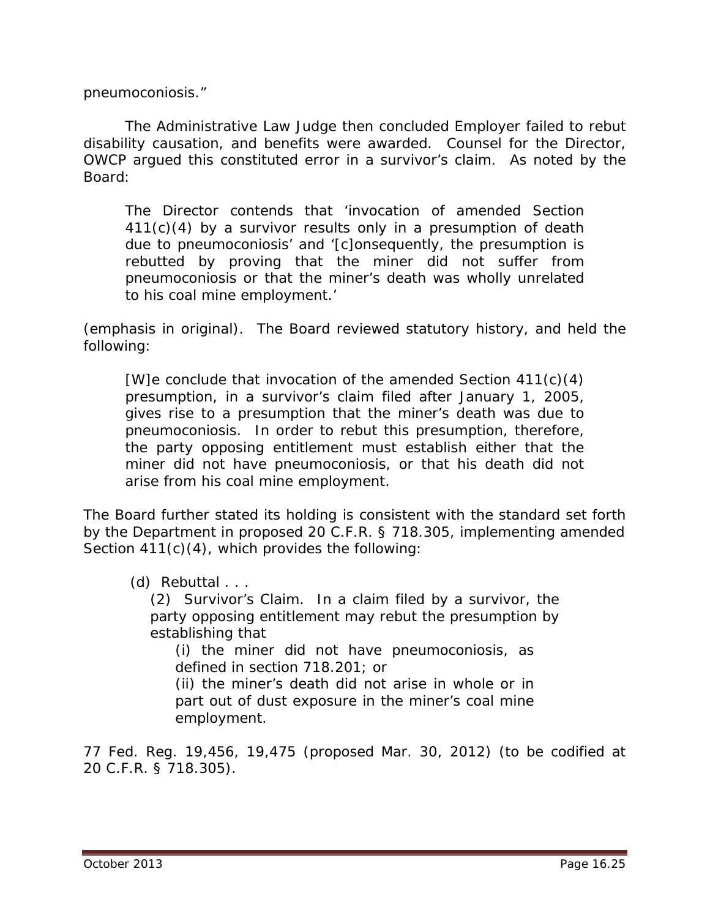pneumoconiosis."

The Administrative Law Judge then concluded Employer failed to rebut disability causation, and benefits were awarded. Counsel for the Director, OWCP argued this constituted error in a survivor's claim. As noted by the Board:

> The Director contends that 'invocation of amended Section 411(c)(4) by a survivor results only in a presumption of death due to pneumoconiosis' and '[c]onsequently, the presumption is rebutted by proving that the miner did not suffer from pneumoconiosis or that the miner's death was wholly unrelated to his coal mine employment.'

(emphasis in original). The Board reviewed statutory history, and held the following:

> [W]e conclude that invocation of the amended Section 411(c)(4) presumption, in a survivor's claim filed after January 1, 2005, gives rise to a presumption that the miner's death was due to pneumoconiosis. In order to rebut this presumption, therefore, the party opposing entitlement must establish either that the miner did not have pneumoconiosis, or that his death did not arise from his coal mine employment.

The Board further stated its holding is consistent with the standard set forth by the Department in proposed 20 C.F.R. § 718.305, implementing amended Section 411(c)(4), which provides the following:

> (d) Rebuttal . . .
>
> (2) Survivor's Claim. In a claim filed by a survivor, the party opposing entitlement may rebut the presumption by establishing that
>
> (i) the miner did not have pneumoconiosis, as defined in section 718.201; or
>
> (ii) the miner's death did not arise in whole or in part out of dust exposure in the miner's coal mine employment.

77 Fed. Reg. 19,456, 19,475 (proposed Mar. 30, 2012) (to be codified at 20 C.F.R. § 718.305).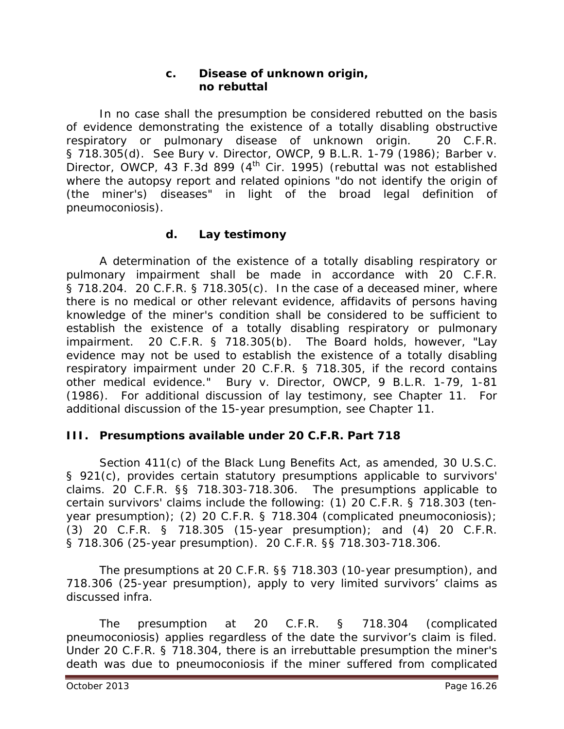#### c. Disease of unknown origin, no rebuttal

In no case shall the presumption be considered rebutted on the basis of evidence demonstrating the existence of a totally disabling obstructive respiratory or pulmonary disease of unknown origin. 20 C.F.R. § 718.305(d). *See Bury v. Director, OWCP*, 9 B.L.R. 1-79 (1986); *Barber v. Director, OWCP*, 43 F.3d 899 (4th Cir. 1995) (rebuttal was not established where the autopsy report and related opinions "do not identify the origin of (the miner's) diseases" in light of the broad legal definition of pneumoconiosis).

#### d. Lay testimony

A determination of the existence of a totally disabling respiratory or pulmonary impairment shall be made in accordance with 20 C.F.R. § 718.204. 20 C.F.R. § 718.305(c). In the case of a deceased miner, where there is no medical or other relevant evidence, affidavits of persons having knowledge of the miner's condition shall be considered to be sufficient to establish the existence of a totally disabling respiratory or pulmonary impairment. 20 C.F.R. § 718.305(b). The Board holds, however, "Lay evidence may not be used to establish the existence of a totally disabling respiratory impairment under 20 C.F.R. § 718.305, if the record contains other medical evidence." *Bury v. Director, OWCP*, 9 B.L.R. 1-79, 1-81 (1986). For additional discussion of lay testimony, see Chapter 11. For additional discussion of the 15-year presumption, see Chapter 11.

## III. Presumptions available under 20 C.F.R. Part 718

Section 411(c) of the Black Lung Benefits Act, as amended, 30 U.S.C. § 921(c), provides certain statutory presumptions applicable to survivors' claims. 20 C.F.R. §§ 718.303-718.306. The presumptions applicable to certain survivors' claims include the following: (1) 20 C.F.R. § 718.303 (ten-year presumption); (2) 20 C.F.R. § 718.304 (complicated pneumoconiosis); (3) 20 C.F.R. § 718.305 (15-year presumption); and (4) 20 C.F.R. § 718.306 (25-year presumption). 20 C.F.R. §§ 718.303-718.306.

The presumptions at 20 C.F.R. §§ 718.303 (10-year presumption), and 718.306 (25-year presumption), apply to very limited survivors' claims as discussed *infra*.

The presumption at 20 C.F.R. § 718.304 (complicated pneumoconiosis) applies regardless of the date the survivor's claim is filed. Under 20 C.F.R. § 718.304, there is an irrebuttable presumption the miner's death was due to pneumoconiosis if the miner suffered from complicated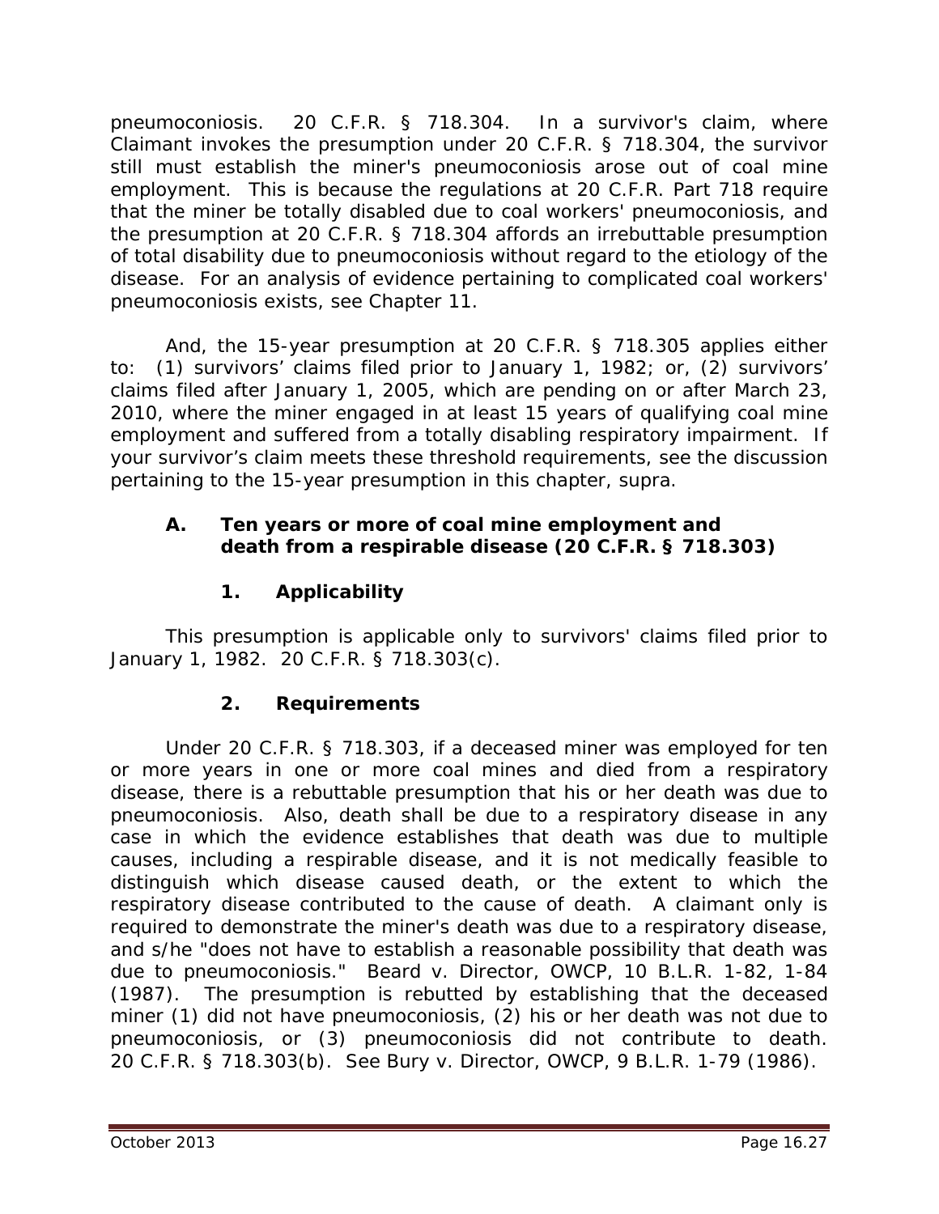pneumoconiosis. 20 C.F.R. § 718.304. In a survivor's claim, where Claimant invokes the presumption under 20 C.F.R. § 718.304, the survivor still must establish the miner's pneumoconiosis arose out of coal mine employment. This is because the regulations at 20 C.F.R. Part 718 require that the miner be totally disabled due to coal workers' pneumoconiosis, and the presumption at 20 C.F.R. § 718.304 affords an irrebuttable presumption of total disability due to pneumoconiosis without regard to the etiology of the disease. For an analysis of evidence pertaining to complicated coal workers' pneumoconiosis exists, see Chapter 11.

And, the 15-year presumption at 20 C.F.R. § 718.305 applies either to: (1) survivors' claims filed prior to January 1, 1982; or, (2) survivors' claims filed after January 1, 2005, which are pending on or after March 23, 2010, where the miner engaged in at least 15 years of qualifying coal mine employment and suffered from a totally disabling respiratory impairment. If your survivor's claim meets these threshold requirements, see the discussion pertaining to the 15-year presumption in this chapter, supra.

### A. Ten years or more of coal mine employment and death from a respirable disease (20 C.F.R. § 718.303)

#### 1. Applicability

This presumption is applicable only to survivors' claims filed prior to January 1, 1982. 20 C.F.R. § 718.303(c).

#### 2. Requirements

Under 20 C.F.R. § 718.303, if a deceased miner was employed for ten or more years in one or more coal mines and died from a respiratory disease, there is a rebuttable presumption that his or her death was due to pneumoconiosis. Also, death shall be due to a respiratory disease in any case in which the evidence establishes that death was due to multiple causes, including a respirable disease, and it is not medically feasible to distinguish which disease caused death, or the extent to which the respiratory disease contributed to the cause of death. A claimant only is required to demonstrate the miner's death was due to a respiratory disease, and s/he "does not have to establish a reasonable possibility that death was due to pneumoconiosis." *Beard v. Director, OWCP*, 10 B.L.R. 1-82, 1-84 (1987). The presumption is rebutted by establishing that the deceased miner (1) did not have pneumoconiosis, (2) his or her death was not due to pneumoconiosis, or (3) pneumoconiosis did not contribute to death. 20 C.F.R. § 718.303(b). *See Bury v. Director, OWCP*, 9 B.L.R. 1-79 (1986).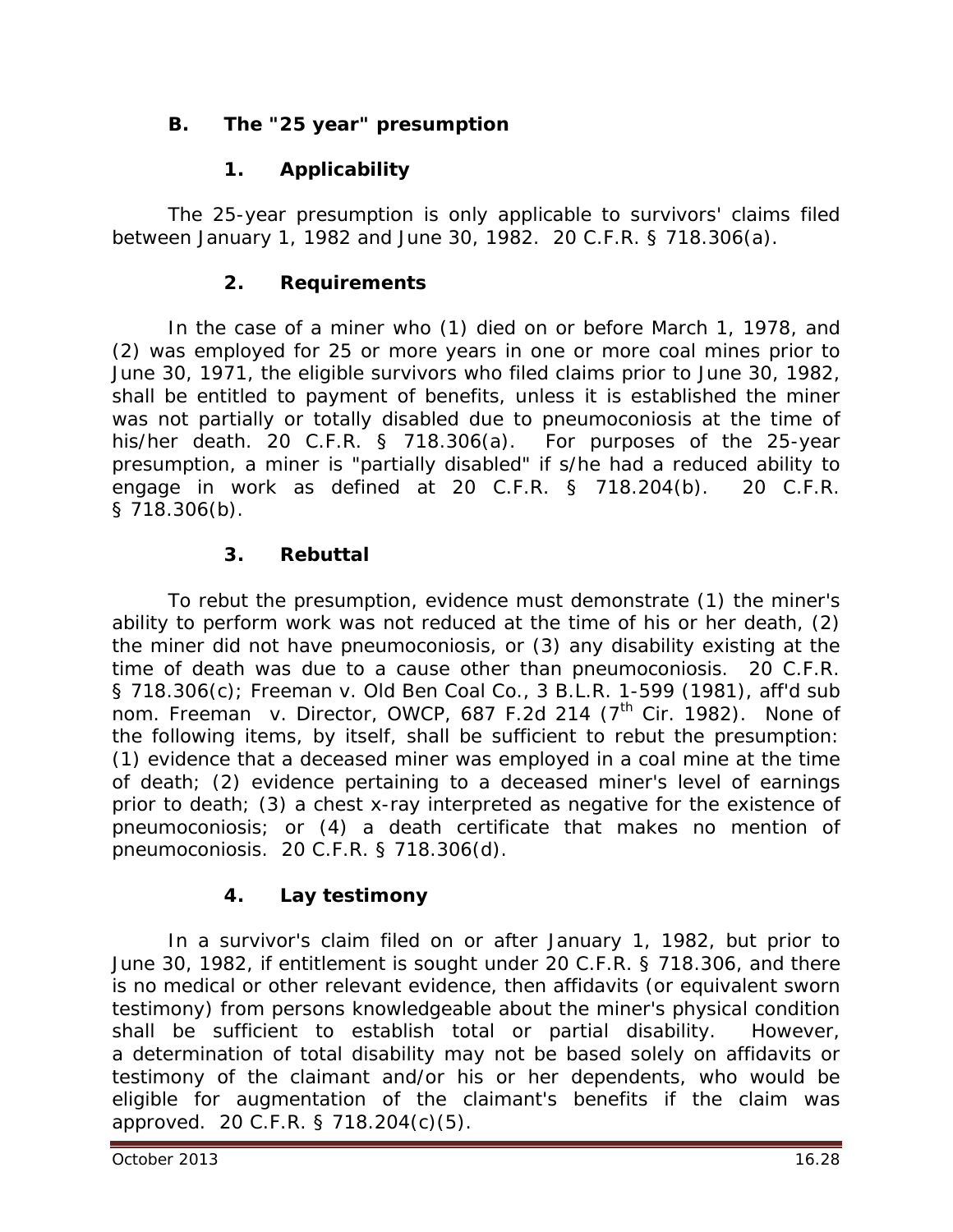## B. The "25 year" presumption

### 1. Applicability

The 25-year presumption is only applicable to survivors' claims filed between January 1, 1982 and June 30, 1982. 20 C.F.R. § 718.306(a).

### 2. Requirements

In the case of a miner who (1) died on or before March 1, 1978, and (2) was employed for 25 or more years in one or more coal mines prior to June 30, 1971, the eligible survivors who filed claims prior to June 30, 1982, shall be entitled to payment of benefits, unless it is established the miner was not partially or totally disabled due to pneumoconiosis at the time of his/her death. 20 C.F.R. § 718.306(a). For purposes of the 25-year presumption, a miner is "partially disabled" if s/he had a reduced ability to engage in work as defined at 20 C.F.R. § 718.204(b). 20 C.F.R. § 718.306(b).

### 3. Rebuttal

To rebut the presumption, evidence must demonstrate (1) the miner's ability to perform work was not reduced at the time of his or her death, (2) the miner did not have pneumoconiosis, or (3) any disability existing at the time of death was due to a cause other than pneumoconiosis. 20 C.F.R. § 718.306(c); *Freeman v. Old Ben Coal Co.*, 3 B.L.R. 1-599 (1981), *aff'd sub nom. Freeman v. Director, OWCP*, 687 F.2d 214 (7th Cir. 1982). None of the following items, by itself, shall be sufficient to rebut the presumption: (1) evidence that a deceased miner was employed in a coal mine at the time of death; (2) evidence pertaining to a deceased miner's level of earnings prior to death; (3) a chest x-ray interpreted as negative for the existence of pneumoconiosis; or (4) a death certificate that makes no mention of pneumoconiosis. 20 C.F.R. § 718.306(d).

### 4. Lay testimony

In a survivor's claim filed on or after January 1, 1982, but prior to June 30, 1982, if entitlement is sought under 20 C.F.R. § 718.306, and there is no medical or other relevant evidence, then affidavits (or equivalent sworn testimony) from persons knowledgeable about the miner's physical condition shall be sufficient to establish total or partial disability. However, a determination of total disability may not be based solely on affidavits or testimony of the claimant and/or his or her dependents, who would be eligible for augmentation of the claimant's benefits if the claim was approved. 20 C.F.R. § 718.204(c)(5).